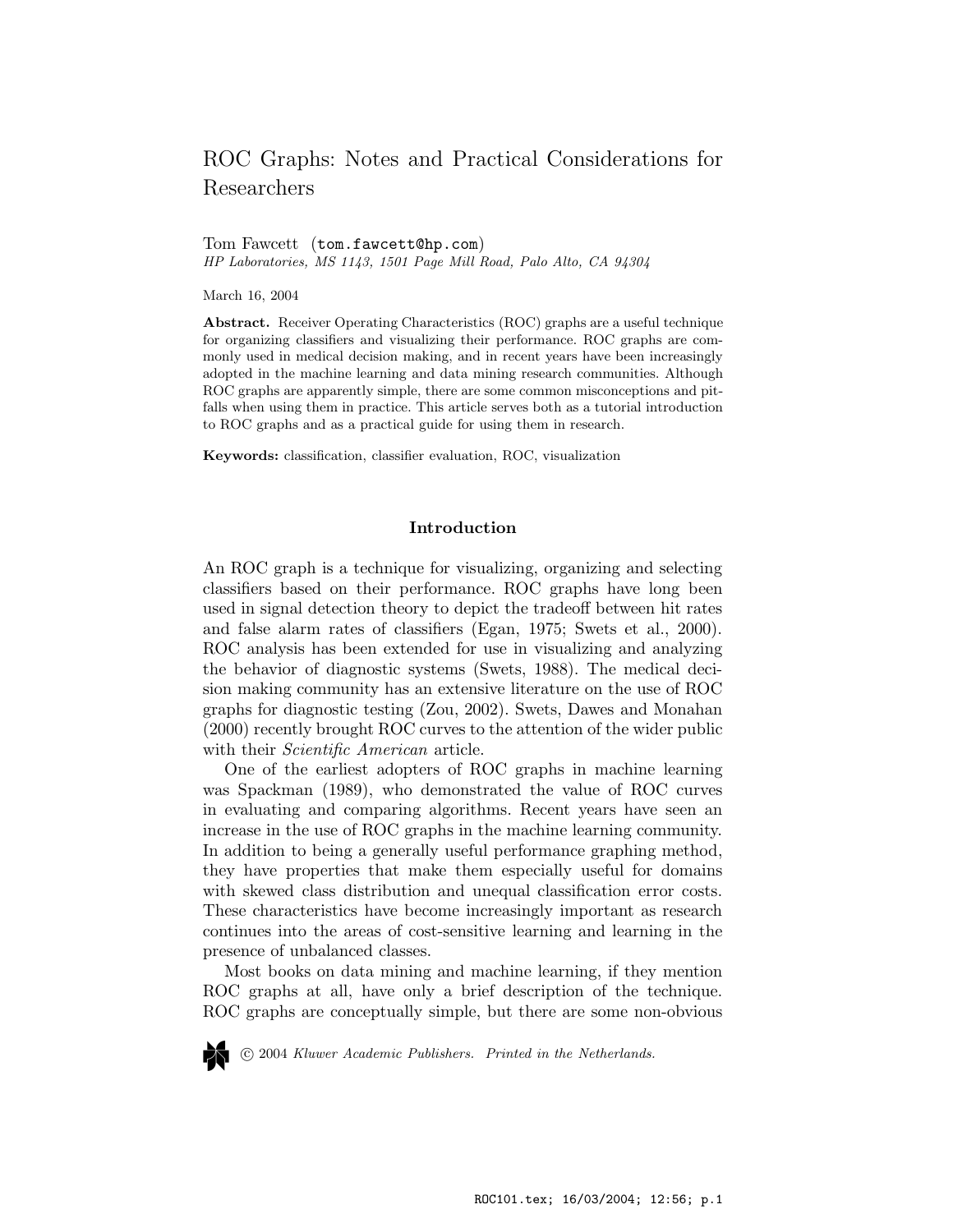# ROC Graphs: Notes and Practical Considerations for Researchers

Tom Fawcett (tom.fawcett@hp.com)
*HP Laboratories, MS 1143, 1501 Page Mill Road, Palo Alto, CA 94304*

March 16, 2004

**Abstract.** Receiver Operating Characteristics (ROC) graphs are a useful technique for organizing classifiers and visualizing their performance. ROC graphs are commonly used in medical decision making, and in recent years have been increasingly adopted in the machine learning and data mining research communities. Although ROC graphs are apparently simple, there are some common misconceptions and pitfalls when using them in practice. This article serves both as a tutorial introduction to ROC graphs and as a practical guide for using them in research.

**Keywords:** classification, classifier evaluation, ROC, visualization

## Introduction

An ROC graph is a technique for visualizing, organizing and selecting classifiers based on their performance. ROC graphs have long been used in signal detection theory to depict the tradeoff between hit rates and false alarm rates of classifiers (Egan, 1975; Swets et al., 2000). ROC analysis has been extended for use in visualizing and analyzing the behavior of diagnostic systems (Swets, 1988). The medical decision making community has an extensive literature on the use of ROC graphs for diagnostic testing (Zou, 2002). Swets, Dawes and Monahan (2000) recently brought ROC curves to the attention of the wider public with their *Scientific American* article.

One of the earliest adopters of ROC graphs in machine learning was Spackman (1989), who demonstrated the value of ROC curves in evaluating and comparing algorithms. Recent years have seen an increase in the use of ROC graphs in the machine learning community. In addition to being a generally useful performance graphing method, they have properties that make them especially useful for domains with skewed class distribution and unequal classification error costs. These characteristics have become increasingly important as research continues into the areas of cost-sensitive learning and learning in the presence of unbalanced classes.

Most books on data mining and machine learning, if they mention ROC graphs at all, have only a brief description of the technique. ROC graphs are conceptually simple, but there are some non-obvious

© 2004 *Kluwer Academic Publishers. Printed in the Netherlands.*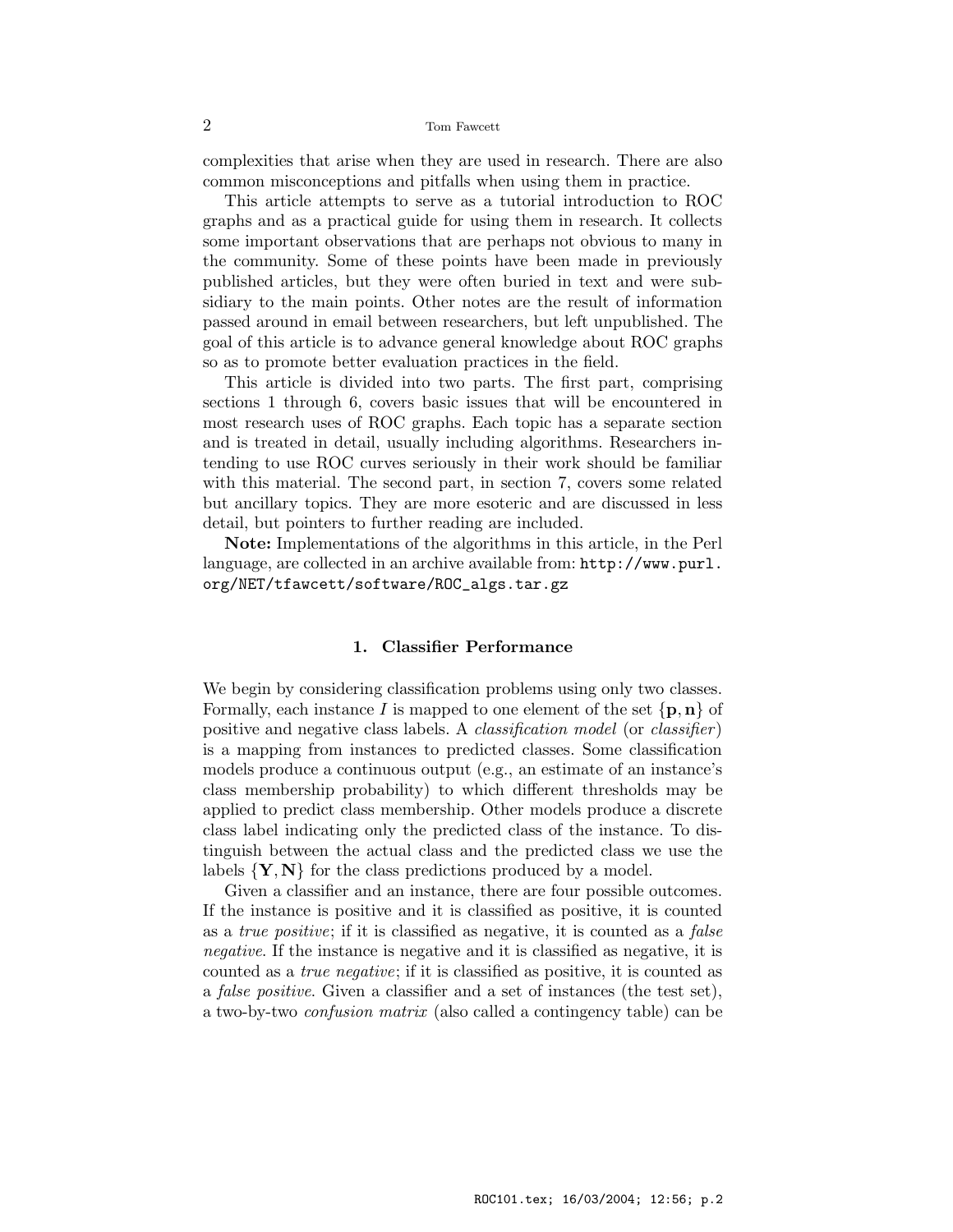complexities that arise when they are used in research. There are also common misconceptions and pitfalls when using them in practice.

This article attempts to serve as a tutorial introduction to ROC graphs and as a practical guide for using them in research. It collects some important observations that are perhaps not obvious to many in the community. Some of these points have been made in previously published articles, but they were often buried in text and were subsidiary to the main points. Other notes are the result of information passed around in email between researchers, but left unpublished. The goal of this article is to advance general knowledge about ROC graphs so as to promote better evaluation practices in the field.

This article is divided into two parts. The first part, comprising sections 1 through 6, covers basic issues that will be encountered in most research uses of ROC graphs. Each topic has a separate section and is treated in detail, usually including algorithms. Researchers intending to use ROC curves seriously in their work should be familiar with this material. The second part, in section 7, covers some related but ancillary topics. They are more esoteric and are discussed in less detail, but pointers to further reading are included.

**Note:** Implementations of the algorithms in this article, in the Perl language, are collected in an archive available from: `http://www.purl.org/NET/tfawcett/software/ROC_algs.tar.gz`

## 1. Classifier Performance

We begin by considering classification problems using only two classes. Formally, each instance $I$ is mapped to one element of the set $\{\mathbf{p}, \mathbf{n}\}$ of positive and negative class labels. A *classification model* (or *classifier*) is a mapping from instances to predicted classes. Some classification models produce a continuous output (e.g., an estimate of an instance's class membership probability) to which different thresholds may be applied to predict class membership. Other models produce a discrete class label indicating only the predicted class of the instance. To distinguish between the actual class and the predicted class we use the labels $\{\mathbf{Y}, \mathbf{N}\}$ for the class predictions produced by a model.

Given a classifier and an instance, there are four possible outcomes. If the instance is positive and it is classified as positive, it is counted as a *true positive*; if it is classified as negative, it is counted as a *false negative*. If the instance is negative and it is classified as negative, it is counted as a *true negative*; if it is classified as positive, it is counted as a *false positive*. Given a classifier and a set of instances (the test set), a two-by-two *confusion matrix* (also called a contingency table) can be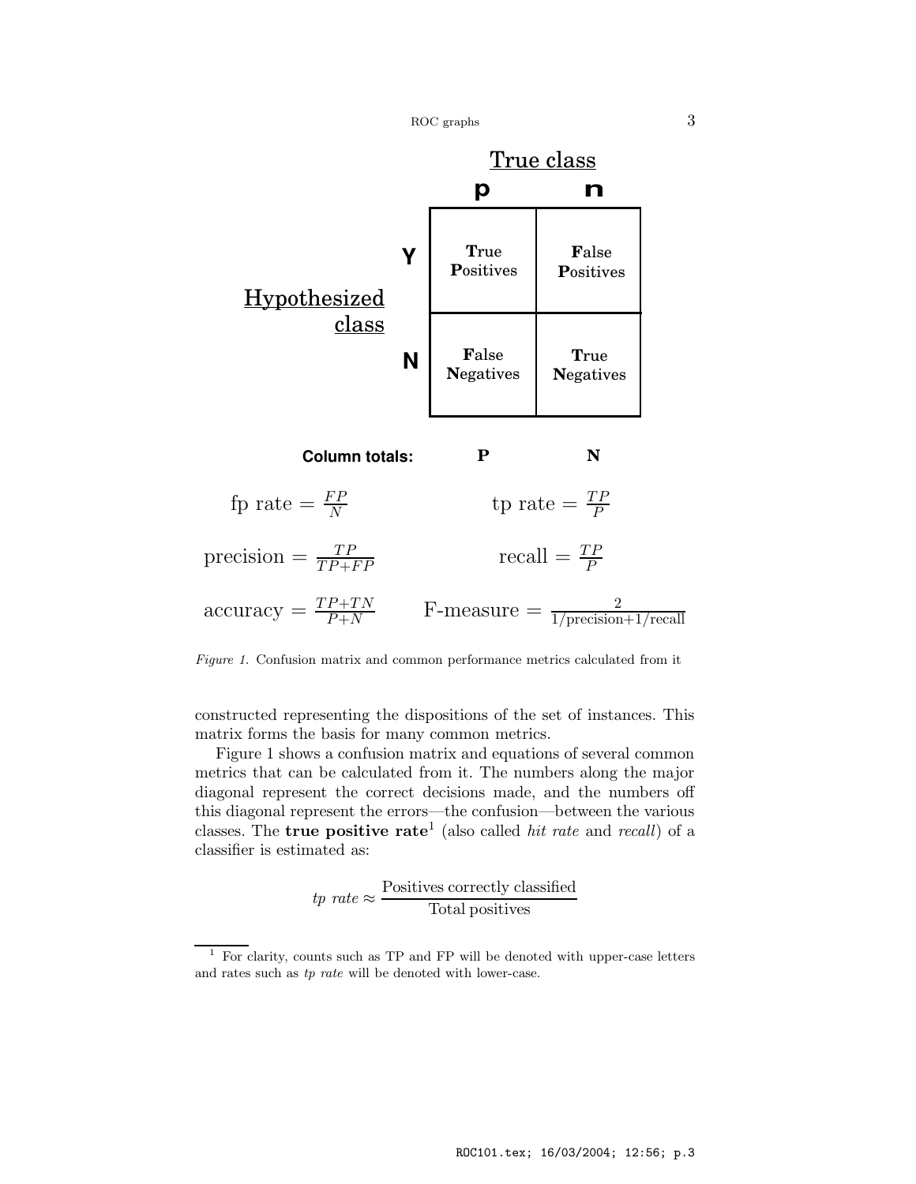|  |  | True class |  |
|---|---|---|---|
|  |  | **p** | **n** |
| Hypothesized class | **Y** | **T**rue **P**ositives | **F**alse **P**ositives |
|  | **N** | **F**alse **N**egatives | **T**rue **N**egatives |
| **Column totals:** |  | **P** | **N** |

$$\text{fp rate} = \frac{FP}{N} \qquad \text{tp rate} = \frac{TP}{P}$$

$$\text{precision} = \frac{TP}{TP+FP} \qquad \text{recall} = \frac{TP}{P}$$

$$\text{accuracy} = \frac{TP+TN}{P+N} \qquad \text{F-measure} = \frac{2}{1/\text{precision}+1/\text{recall}}$$

*Figure 1.* Confusion matrix and common performance metrics calculated from it

constructed representing the dispositions of the set of instances. This matrix forms the basis for many common metrics.

Figure 1 shows a confusion matrix and equations of several common metrics that can be calculated from it. The numbers along the major diagonal represent the correct decisions made, and the numbers off this diagonal represent the errors—the confusion—between the various classes. The **true positive rate**[1] (also called *hit rate* and *recall*) of a classifier is estimated as:

$$\textit{tp rate} \approx \frac{\text{Positives correctly classified}}{\text{Total positives}}$$

[1] For clarity, counts such as TP and FP will be denoted with upper-case letters and rates such as *tp rate* will be denoted with lower-case.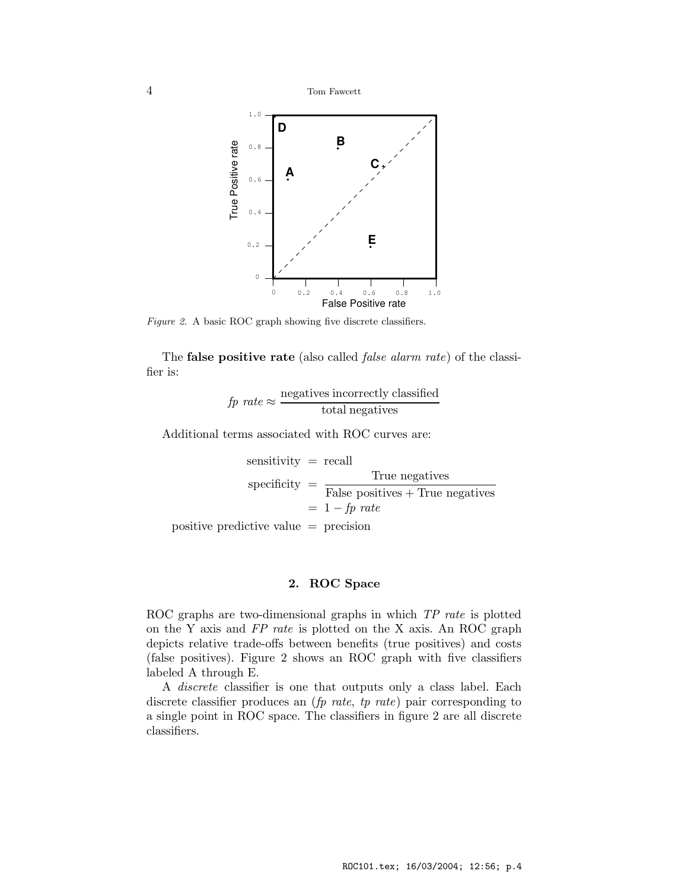*Figure 2.* A basic ROC graph showing five discrete classifiers.

The **false positive rate** (also called *false alarm rate*) of the classifier is:

$$fp\ rate \approx \frac{\text{negatives incorrectly classified}}{\text{total negatives}}$$

Additional terms associated with ROC curves are:

$$\begin{aligned}
\text{sensitivity} &= \text{recall} \\
\text{specificity} &= \frac{\text{True negatives}}{\text{False positives} + \text{True negatives}} \\
&= 1 - fp\ rate \\
\text{positive predictive value} &= \text{precision}
\end{aligned}$$

## 2. ROC Space

ROC graphs are two-dimensional graphs in which *TP rate* is plotted on the Y axis and *FP rate* is plotted on the X axis. An ROC graph depicts relative trade-offs between benefits (true positives) and costs (false positives). Figure 2 shows an ROC graph with five classifiers labeled A through E.

A *discrete* classifier is one that outputs only a class label. Each discrete classifier produces an (*fp rate*, *tp rate*) pair corresponding to a single point in ROC space. The classifiers in figure 2 are all discrete classifiers.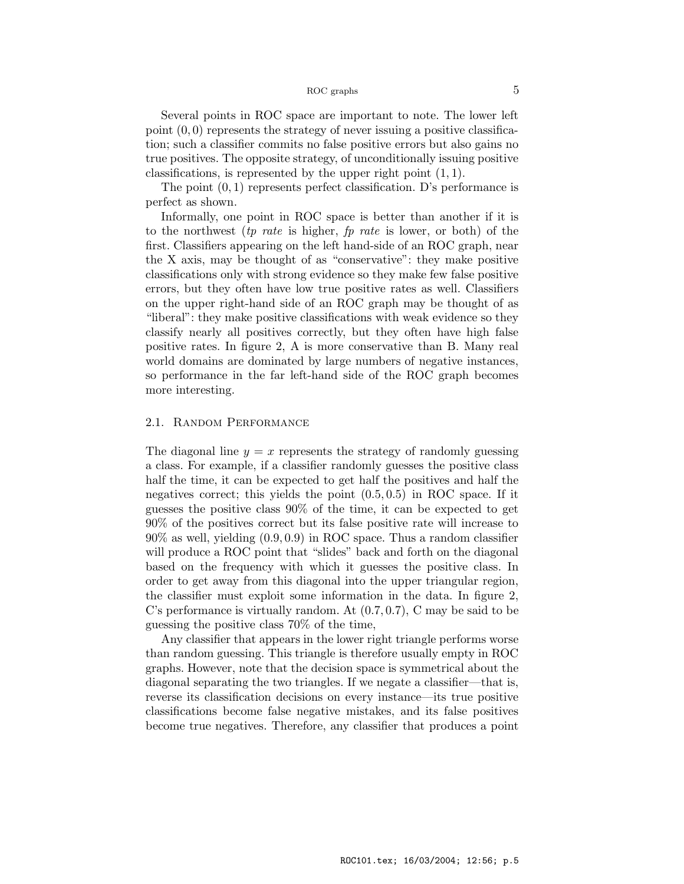Several points in ROC space are important to note. The lower left point $(0,0)$ represents the strategy of never issuing a positive classification; such a classifier commits no false positive errors but also gains no true positives. The opposite strategy, of unconditionally issuing positive classifications, is represented by the upper right point $(1,1)$.

The point $(0,1)$ represents perfect classification. D's performance is perfect as shown.

Informally, one point in ROC space is better than another if it is to the northwest (*tp rate* is higher, *fp rate* is lower, or both) of the first. Classifiers appearing on the left hand-side of an ROC graph, near the X axis, may be thought of as "conservative": they make positive classifications only with strong evidence so they make few false positive errors, but they often have low true positive rates as well. Classifiers on the upper right-hand side of an ROC graph may be thought of as "liberal": they make positive classifications with weak evidence so they classify nearly all positives correctly, but they often have high false positive rates. In figure 2, A is more conservative than B. Many real world domains are dominated by large numbers of negative instances, so performance in the far left-hand side of the ROC graph becomes more interesting.

## 2.1. Random Performance

The diagonal line $y = x$ represents the strategy of randomly guessing a class. For example, if a classifier randomly guesses the positive class half the time, it can be expected to get half the positives and half the negatives correct; this yields the point $(0.5, 0.5)$ in ROC space. If it guesses the positive class 90% of the time, it can be expected to get 90% of the positives correct but its false positive rate will increase to 90% as well, yielding $(0.9, 0.9)$ in ROC space. Thus a random classifier will produce a ROC point that "slides" back and forth on the diagonal based on the frequency with which it guesses the positive class. In order to get away from this diagonal into the upper triangular region, the classifier must exploit some information in the data. In figure 2, C's performance is virtually random. At $(0.7, 0.7)$, C may be said to be guessing the positive class 70% of the time,

Any classifier that appears in the lower right triangle performs worse than random guessing. This triangle is therefore usually empty in ROC graphs. However, note that the decision space is symmetrical about the diagonal separating the two triangles. If we negate a classifier—that is, reverse its classification decisions on every instance—its true positive classifications become false negative mistakes, and its false positives become true negatives. Therefore, any classifier that produces a point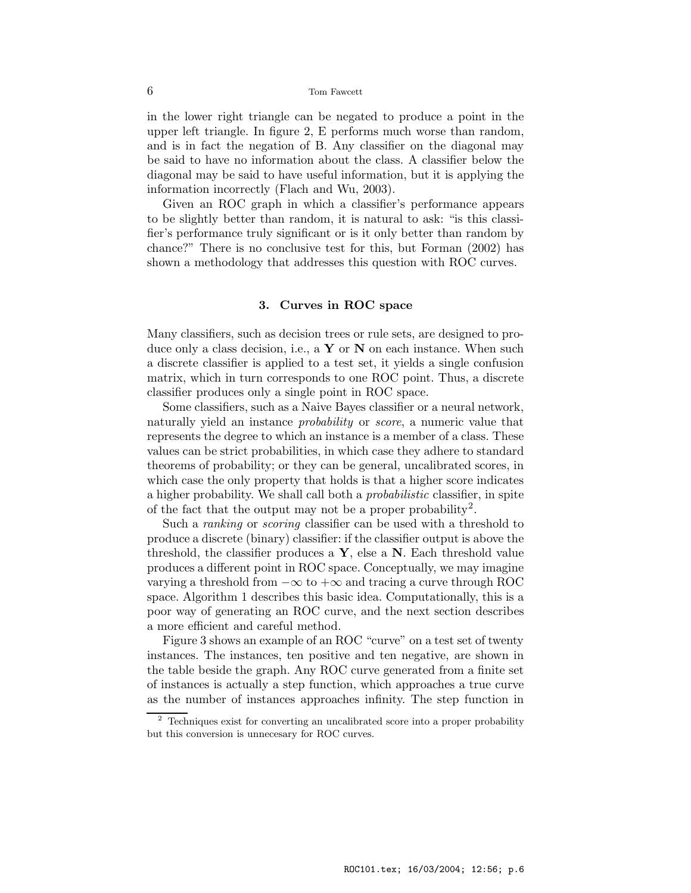in the lower right triangle can be negated to produce a point in the upper left triangle. In figure 2, E performs much worse than random, and is in fact the negation of B. Any classifier on the diagonal may be said to have no information about the class. A classifier below the diagonal may be said to have useful information, but it is applying the information incorrectly (Flach and Wu, 2003).

Given an ROC graph in which a classifier's performance appears to be slightly better than random, it is natural to ask: "is this classifier's performance truly significant or is it only better than random by chance?" There is no conclusive test for this, but Forman (2002) has shown a methodology that addresses this question with ROC curves.

## 3. Curves in ROC space

Many classifiers, such as decision trees or rule sets, are designed to produce only a class decision, i.e., a **Y** or **N** on each instance. When such a discrete classifier is applied to a test set, it yields a single confusion matrix, which in turn corresponds to one ROC point. Thus, a discrete classifier produces only a single point in ROC space.

Some classifiers, such as a Naive Bayes classifier or a neural network, naturally yield an instance *probability* or *score*, a numeric value that represents the degree to which an instance is a member of a class. These values can be strict probabilities, in which case they adhere to standard theorems of probability; or they can be general, uncalibrated scores, in which case the only property that holds is that a higher score indicates a higher probability. We shall call both a *probabilistic* classifier, in spite of the fact that the output may not be a proper probability[2].

Such a *ranking* or *scoring* classifier can be used with a threshold to produce a discrete (binary) classifier: if the classifier output is above the threshold, the classifier produces a **Y**, else a **N**. Each threshold value produces a different point in ROC space. Conceptually, we may imagine varying a threshold from $-\infty$ to $+\infty$ and tracing a curve through ROC space. Algorithm 1 describes this basic idea. Computationally, this is a poor way of generating an ROC curve, and the next section describes a more efficient and careful method.

Figure 3 shows an example of an ROC "curve" on a test set of twenty instances. The instances, ten positive and ten negative, are shown in the table beside the graph. Any ROC curve generated from a finite set of instances is actually a step function, which approaches a true curve as the number of instances approaches infinity. The step function in

[2] Techniques exist for converting an uncalibrated score into a proper probability but this conversion is unnecesary for ROC curves.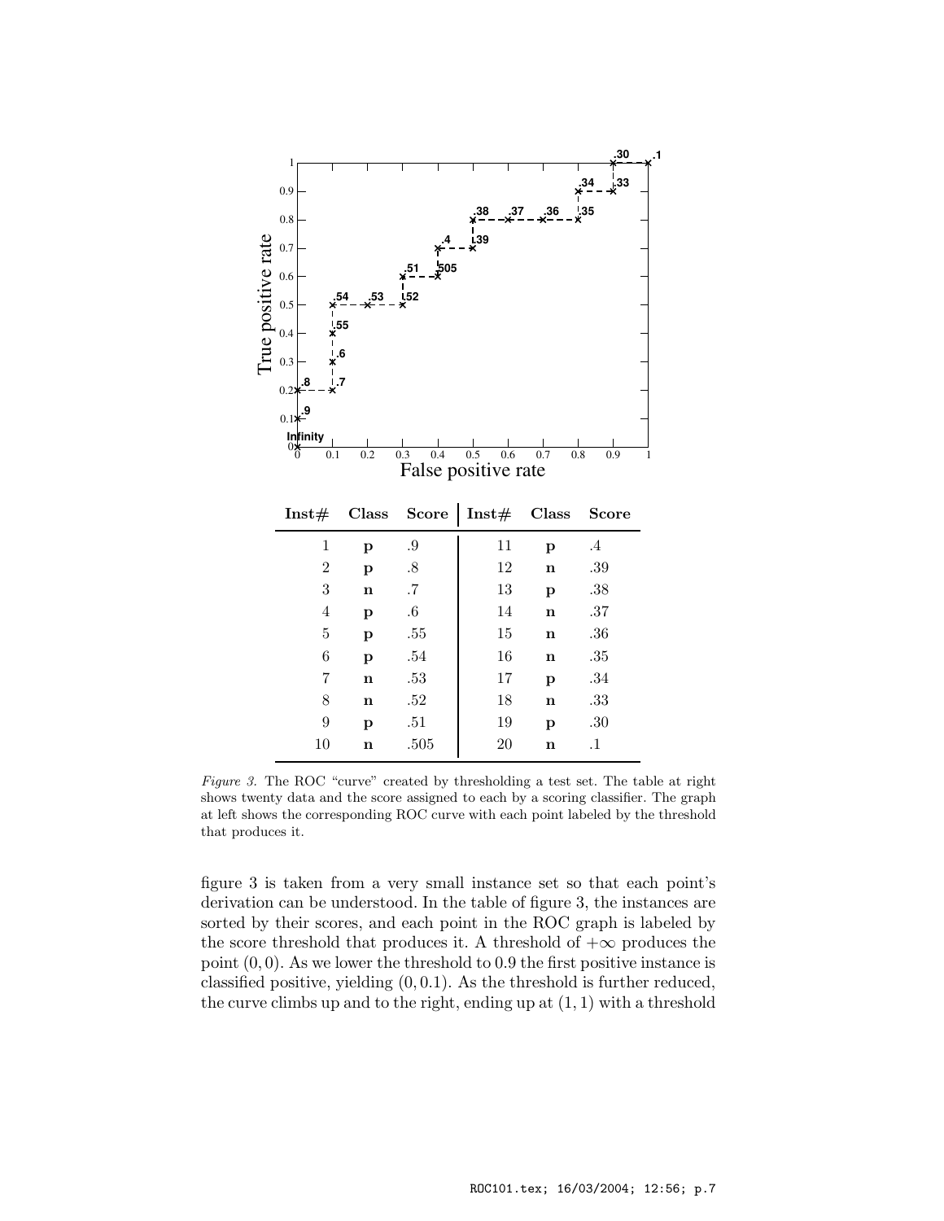| Inst# | Class | Score | Inst# | Class | Score |
|---|---|---|---|---|---|
| 1 | **p** | .9 | 11 | **p** | .4 |
| 2 | **p** | .8 | 12 | **n** | .39 |
| 3 | **n** | .7 | 13 | **p** | .38 |
| 4 | **p** | .6 | 14 | **n** | .37 |
| 5 | **p** | .55 | 15 | **n** | .36 |
| 6 | **p** | .54 | 16 | **n** | .35 |
| 7 | **n** | .53 | 17 | **p** | .34 |
| 8 | **n** | .52 | 18 | **n** | .33 |
| 9 | **p** | .51 | 19 | **p** | .30 |
| 10 | **n** | .505 | 20 | **n** | .1 |

*Figure 3.* The ROC "curve" created by thresholding a test set. The table at right shows twenty data and the score assigned to each by a scoring classifier. The graph at left shows the corresponding ROC curve with each point labeled by the threshold that produces it.

figure 3 is taken from a very small instance set so that each point's derivation can be understood. In the table of figure 3, the instances are sorted by their scores, and each point in the ROC graph is labeled by the score threshold that produces it. A threshold of $+\infty$ produces the point $(0, 0)$. As we lower the threshold to 0.9 the first positive instance is classified positive, yielding $(0, 0.1)$. As the threshold is further reduced, the curve climbs up and to the right, ending up at $(1, 1)$ with a threshold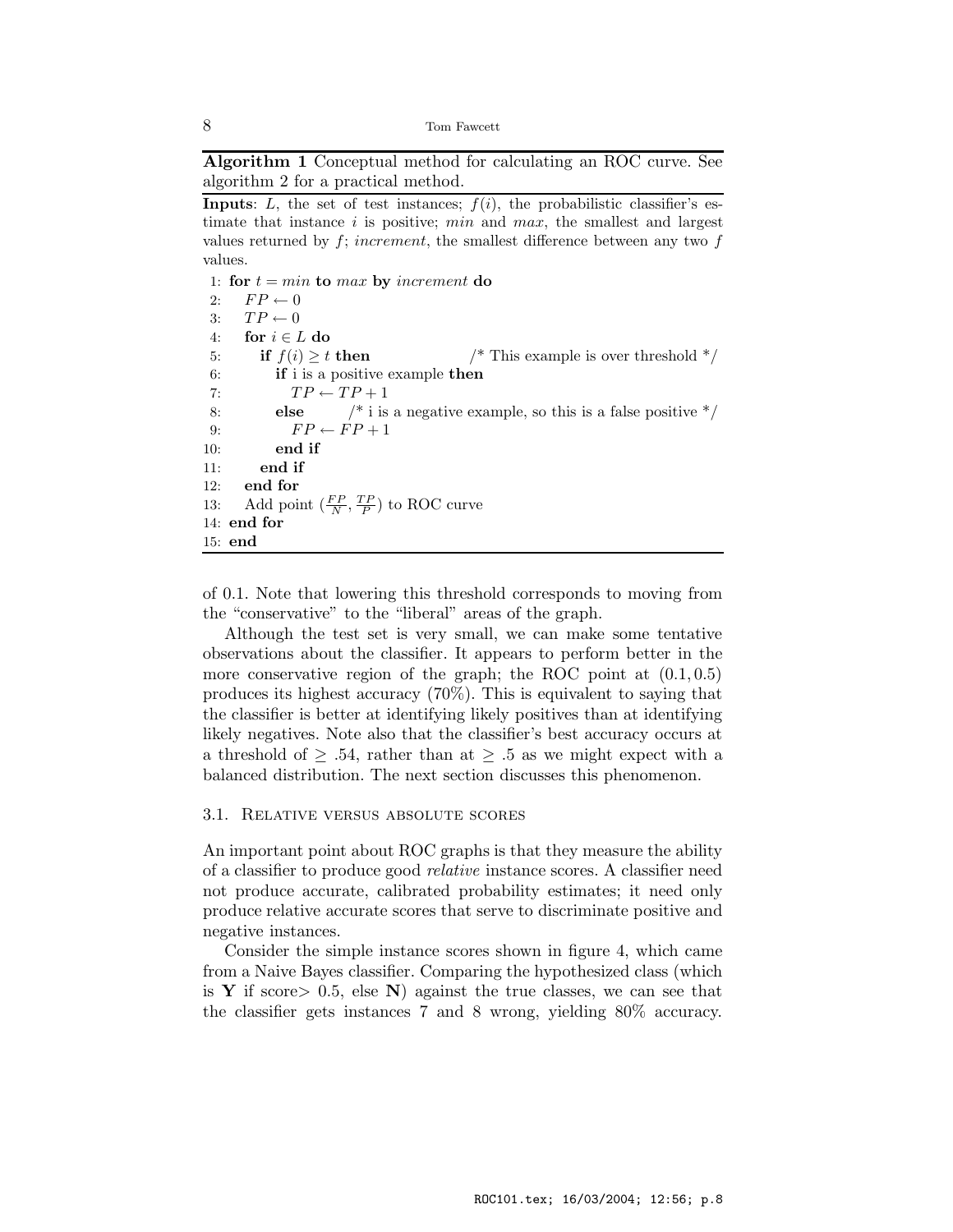**Algorithm 1** Conceptual method for calculating an ROC curve. See algorithm 2 for a practical method.

---

**Inputs**: $L$, the set of test instances; $f(i)$, the probabilistic classifier's estimate that instance $i$ is positive; $min$ and $max$, the smallest and largest values returned by $f$; $increment$, the smallest difference between any two $f$ values.

```
 1: for t = min to max by increment do
 2:    FP ← 0
 3:    TP ← 0
 4:    for i ∈ L do
 5:       if f(i) ≥ t then              /* This example is over threshold */
 6:          if i is a positive example then
 7:             TP ← TP + 1
 8:          else        /* i is a negative example, so this is a false positive */
 9:             FP ← FP + 1
10:          end if
11:       end if
12:    end for
13:    Add point (FP/N, TP/P) to ROC curve
14: end for
15: end
```

---

of 0.1. Note that lowering this threshold corresponds to moving from the "conservative" to the "liberal" areas of the graph.

Although the test set is very small, we can make some tentative observations about the classifier. It appears to perform better in the more conservative region of the graph; the ROC point at $(0.1, 0.5)$ produces its highest accuracy (70%). This is equivalent to saying that the classifier is better at identifying likely positives than at identifying likely negatives. Note also that the classifier's best accuracy occurs at a threshold of $\geq .54$, rather than at $\geq .5$ as we might expect with a balanced distribution. The next section discusses this phenomenon.

### 3.1. Relative versus absolute scores

An important point about ROC graphs is that they measure the ability of a classifier to produce good *relative* instance scores. A classifier need not produce accurate, calibrated probability estimates; it need only produce relative accurate scores that serve to discriminate positive and negative instances.

Consider the simple instance scores shown in figure 4, which came from a Naive Bayes classifier. Comparing the hypothesized class (which is **Y** if score$> 0.5$, else **N**) against the true classes, we can see that the classifier gets instances 7 and 8 wrong, yielding 80% accuracy.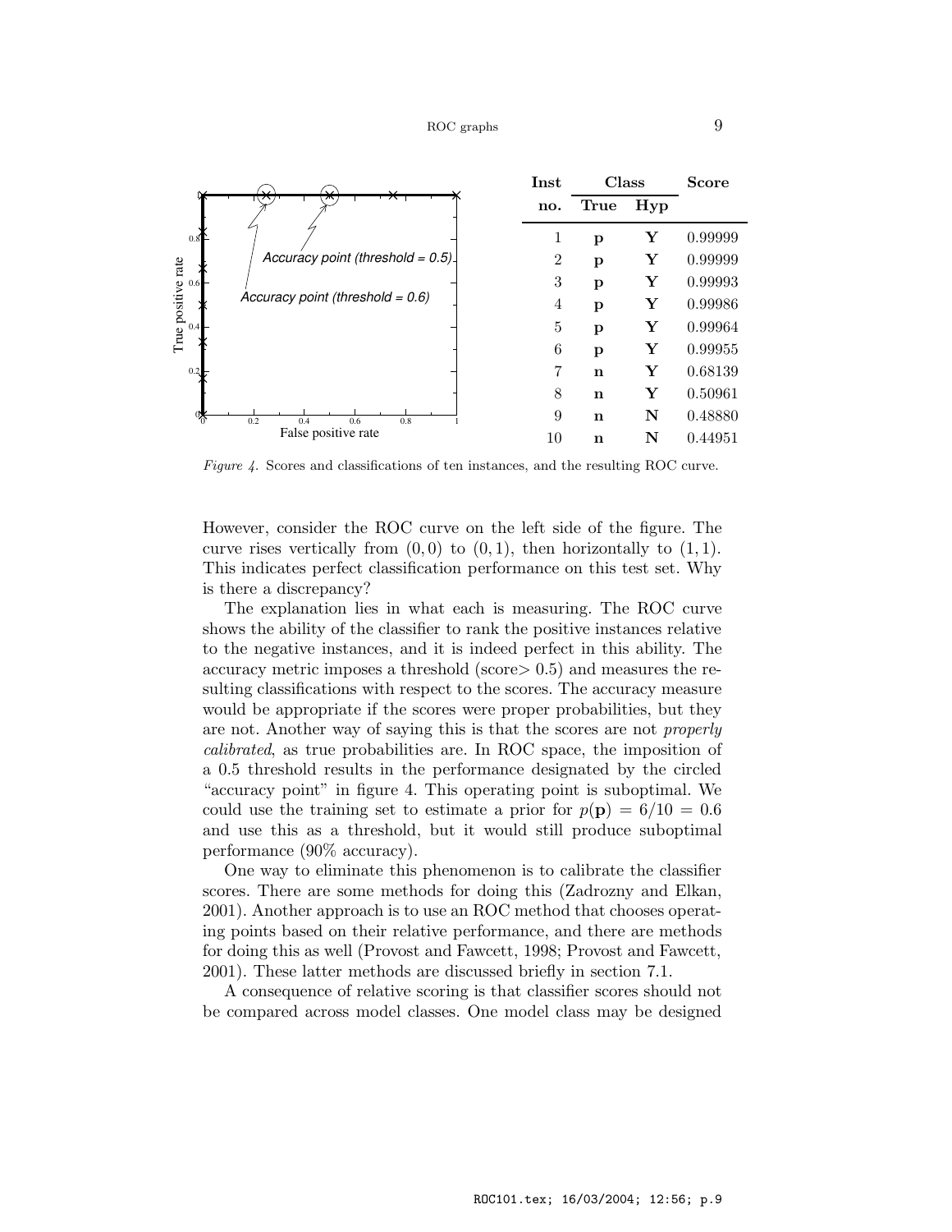| Inst no. | Class True | Class Hyp | Score |
|---|---|---|---|
| 1 | **p** | **Y** | 0.99999 |
| 2 | **p** | **Y** | 0.99999 |
| 3 | **p** | **Y** | 0.99993 |
| 4 | **p** | **Y** | 0.99986 |
| 5 | **p** | **Y** | 0.99964 |
| 6 | **p** | **Y** | 0.99955 |
| 7 | **n** | **Y** | 0.68139 |
| 8 | **n** | **Y** | 0.50961 |
| 9 | **n** | **N** | 0.48880 |
| 10 | **n** | **N** | 0.44951 |

*Figure 4.* Scores and classifications of ten instances, and the resulting ROC curve.

However, consider the ROC curve on the left side of the figure. The curve rises vertically from $(0, 0)$ to $(0, 1)$, then horizontally to $(1, 1)$. This indicates perfect classification performance on this test set. Why is there a discrepancy?

The explanation lies in what each is measuring. The ROC curve shows the ability of the classifier to rank the positive instances relative to the negative instances, and it is indeed perfect in this ability. The accuracy metric imposes a threshold (score$>$ 0.5) and measures the resulting classifications with respect to the scores. The accuracy measure would be appropriate if the scores were proper probabilities, but they are not. Another way of saying this is that the scores are not *properly calibrated*, as true probabilities are. In ROC space, the imposition of a 0.5 threshold results in the performance designated by the circled "accuracy point" in figure 4. This operating point is suboptimal. We could use the training set to estimate a prior for $p(\mathbf{p}) = 6/10 = 0.6$ and use this as a threshold, but it would still produce suboptimal performance (90% accuracy).

One way to eliminate this phenomenon is to calibrate the classifier scores. There are some methods for doing this (Zadrozny and Elkan, 2001). Another approach is to use an ROC method that chooses operating points based on their relative performance, and there are methods for doing this as well (Provost and Fawcett, 1998; Provost and Fawcett, 2001). These latter methods are discussed briefly in section 7.1.

A consequence of relative scoring is that classifier scores should not be compared across model classes. One model class may be designed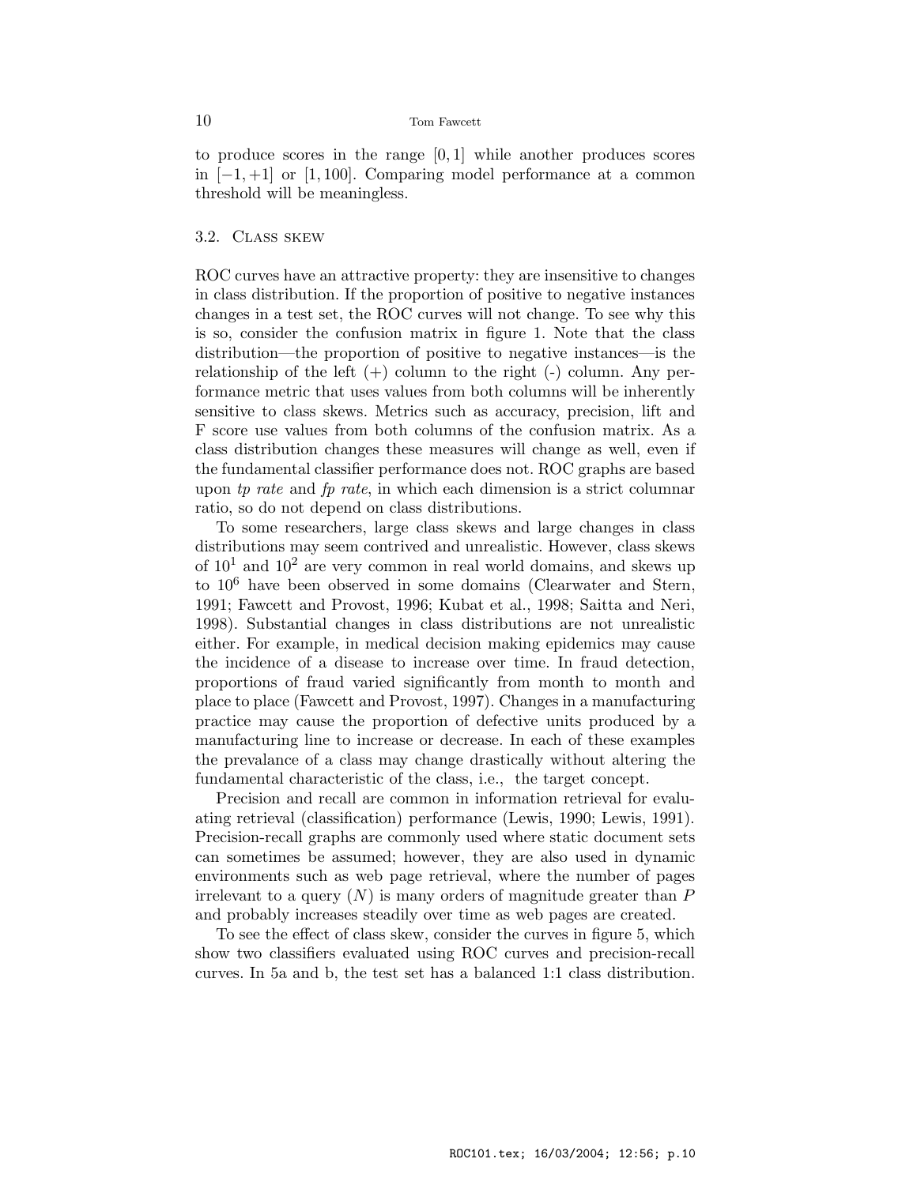to produce scores in the range $[0, 1]$ while another produces scores in $[-1, +1]$ or $[1, 100]$. Comparing model performance at a common threshold will be meaningless.

### 3.2. Class skew

ROC curves have an attractive property: they are insensitive to changes in class distribution. If the proportion of positive to negative instances changes in a test set, the ROC curves will not change. To see why this is so, consider the confusion matrix in figure 1. Note that the class distribution—the proportion of positive to negative instances—is the relationship of the left (+) column to the right (-) column. Any performance metric that uses values from both columns will be inherently sensitive to class skews. Metrics such as accuracy, precision, lift and F score use values from both columns of the confusion matrix. As a class distribution changes these measures will change as well, even if the fundamental classifier performance does not. ROC graphs are based upon *tp rate* and *fp rate*, in which each dimension is a strict columnar ratio, so do not depend on class distributions.

To some researchers, large class skews and large changes in class distributions may seem contrived and unrealistic. However, class skews of $10^1$ and $10^2$ are very common in real world domains, and skews up to $10^6$ have been observed in some domains (Clearwater and Stern, 1991; Fawcett and Provost, 1996; Kubat et al., 1998; Saitta and Neri, 1998). Substantial changes in class distributions are not unrealistic either. For example, in medical decision making epidemics may cause the incidence of a disease to increase over time. In fraud detection, proportions of fraud varied significantly from month to month and place to place (Fawcett and Provost, 1997). Changes in a manufacturing practice may cause the proportion of defective units produced by a manufacturing line to increase or decrease. In each of these examples the prevalance of a class may change drastically without altering the fundamental characteristic of the class, i.e., the target concept.

Precision and recall are common in information retrieval for evaluating retrieval (classification) performance (Lewis, 1990; Lewis, 1991). Precision-recall graphs are commonly used where static document sets can sometimes be assumed; however, they are also used in dynamic environments such as web page retrieval, where the number of pages irrelevant to a query ($N$) is many orders of magnitude greater than $P$ and probably increases steadily over time as web pages are created.

To see the effect of class skew, consider the curves in figure 5, which show two classifiers evaluated using ROC curves and precision-recall curves. In 5a and b, the test set has a balanced 1:1 class distribution.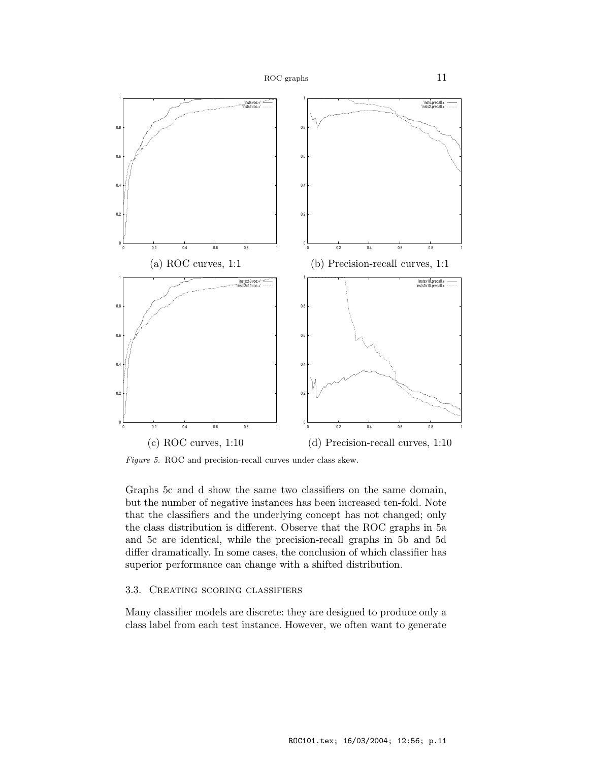(a) ROC curves, 1:1

(b) Precision-recall curves, 1:1

(c) ROC curves, 1:10

(d) Precision-recall curves, 1:10

*Figure 5.* ROC and precision-recall curves under class skew.

Graphs 5c and d show the same two classifiers on the same domain, but the number of negative instances has been increased ten-fold. Note that the classifiers and the underlying concept has not changed; only the class distribution is different. Observe that the ROC graphs in 5a and 5c are identical, while the precision-recall graphs in 5b and 5d differ dramatically. In some cases, the conclusion of which classifier has superior performance can change with a shifted distribution.

### 3.3. Creating scoring classifiers

Many classifier models are discrete: they are designed to produce only a class label from each test instance. However, we often want to generate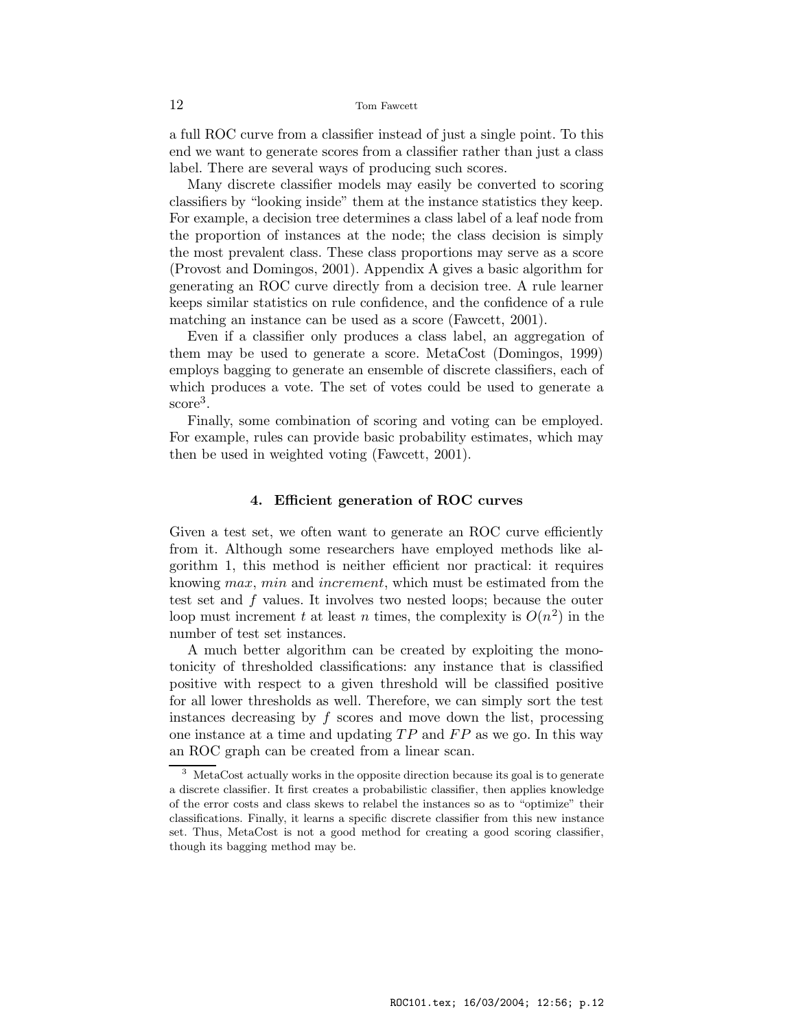a full ROC curve from a classifier instead of just a single point. To this end we want to generate scores from a classifier rather than just a class label. There are several ways of producing such scores.

Many discrete classifier models may easily be converted to scoring classifiers by "looking inside" them at the instance statistics they keep. For example, a decision tree determines a class label of a leaf node from the proportion of instances at the node; the class decision is simply the most prevalent class. These class proportions may serve as a score (Provost and Domingos, 2001). Appendix A gives a basic algorithm for generating an ROC curve directly from a decision tree. A rule learner keeps similar statistics on rule confidence, and the confidence of a rule matching an instance can be used as a score (Fawcett, 2001).

Even if a classifier only produces a class label, an aggregation of them may be used to generate a score. MetaCost (Domingos, 1999) employs bagging to generate an ensemble of discrete classifiers, each of which produces a vote. The set of votes could be used to generate a score[3].

Finally, some combination of scoring and voting can be employed. For example, rules can provide basic probability estimates, which may then be used in weighted voting (Fawcett, 2001).

## 4. Efficient generation of ROC curves

Given a test set, we often want to generate an ROC curve efficiently from it. Although some researchers have employed methods like algorithm 1, this method is neither efficient nor practical: it requires knowing *max*, *min* and *increment*, which must be estimated from the test set and $f$ values. It involves two nested loops; because the outer loop must increment $t$ at least $n$ times, the complexity is $O(n^2)$ in the number of test set instances.

A much better algorithm can be created by exploiting the monotonicity of thresholded classifications: any instance that is classified positive with respect to a given threshold will be classified positive for all lower thresholds as well. Therefore, we can simply sort the test instances decreasing by $f$ scores and move down the list, processing one instance at a time and updating $TP$ and $FP$ as we go. In this way an ROC graph can be created from a linear scan.

---

[3] MetaCost actually works in the opposite direction because its goal is to generate a discrete classifier. It first creates a probabilistic classifier, then applies knowledge of the error costs and class skews to relabel the instances so as to "optimize" their classifications. Finally, it learns a specific discrete classifier from this new instance set. Thus, MetaCost is not a good method for creating a good scoring classifier, though its bagging method may be.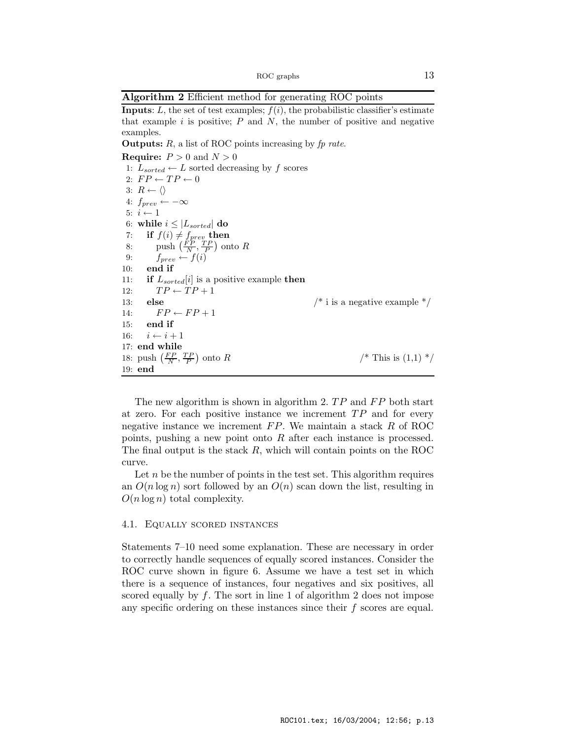**Algorithm 2** Efficient method for generating ROC points

**Inputs**: $L$, the set of test examples; $f(i)$, the probabilistic classifier's estimate that example $i$ is positive; $P$ and $N$, the number of positive and negative examples.

**Outputs:** $R$, a list of ROC points increasing by *fp rate*.

**Require:** $P > 0$ and $N > 0$

```
 1: L_sorted ← L sorted decreasing by f scores
 2: FP ← TP ← 0
 3: R ← ⟨⟩
 4: f_prev ← −∞
 5: i ← 1
 6: while i ≤ |L_sorted| do
 7:    if f(i) ≠ f_prev then
 8:       push (FP/N, TP/P) onto R
 9:       f_prev ← f(i)
10:    end if
11:    if L_sorted[i] is a positive example then
12:       TP ← TP + 1
13:    else                                  /* i is a negative example */
14:       FP ← FP + 1
15:    end if
16:    i ← i + 1
17: end while
18: push (FP/N, TP/P) onto R                 /* This is (1,1) */
19: end
```

The new algorithm is shown in algorithm 2. $TP$ and $FP$ both start at zero. For each positive instance we increment $TP$ and for every negative instance we increment $FP$. We maintain a stack $R$ of ROC points, pushing a new point onto $R$ after each instance is processed. The final output is the stack $R$, which will contain points on the ROC curve.

Let $n$ be the number of points in the test set. This algorithm requires an $O(n \log n)$ sort followed by an $O(n)$ scan down the list, resulting in $O(n \log n)$ total complexity.

### 4.1. Equally scored instances

Statements 7–10 need some explanation. These are necessary in order to correctly handle sequences of equally scored instances. Consider the ROC curve shown in figure 6. Assume we have a test set in which there is a sequence of instances, four negatives and six positives, all scored equally by $f$. The sort in line 1 of algorithm 2 does not impose any specific ordering on these instances since their $f$ scores are equal.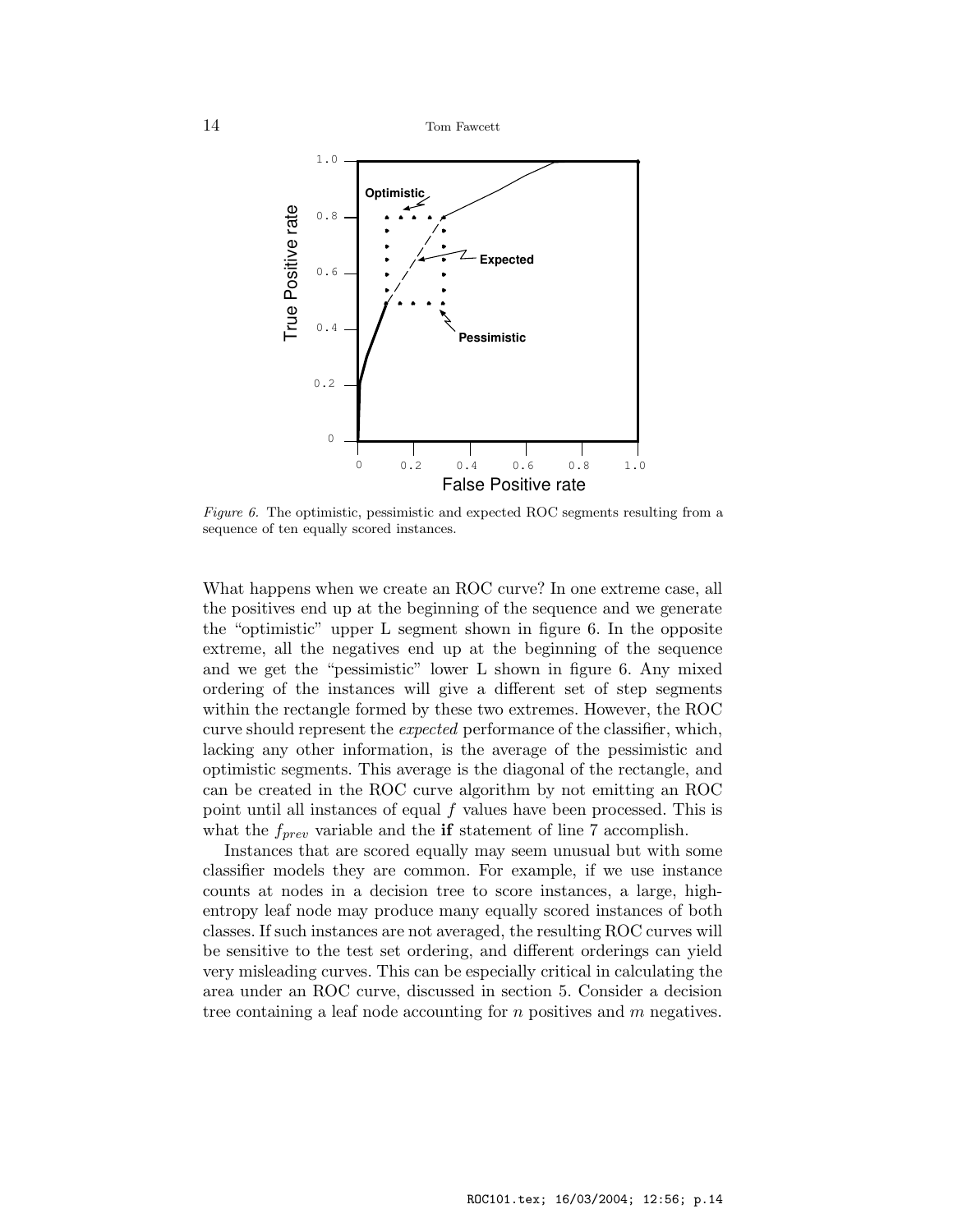*Figure 6.* The optimistic, pessimistic and expected ROC segments resulting from a sequence of ten equally scored instances.

What happens when we create an ROC curve? In one extreme case, all the positives end up at the beginning of the sequence and we generate the "optimistic" upper L segment shown in figure 6. In the opposite extreme, all the negatives end up at the beginning of the sequence and we get the "pessimistic" lower L shown in figure 6. Any mixed ordering of the instances will give a different set of step segments within the rectangle formed by these two extremes. However, the ROC curve should represent the *expected* performance of the classifier, which, lacking any other information, is the average of the pessimistic and optimistic segments. This average is the diagonal of the rectangle, and can be created in the ROC curve algorithm by not emitting an ROC point until all instances of equal $f$ values have been processed. This is what the $f_{prev}$ variable and the **if** statement of line 7 accomplish.

Instances that are scored equally may seem unusual but with some classifier models they are common. For example, if we use instance counts at nodes in a decision tree to score instances, a large, high-entropy leaf node may produce many equally scored instances of both classes. If such instances are not averaged, the resulting ROC curves will be sensitive to the test set ordering, and different orderings can yield very misleading curves. This can be especially critical in calculating the area under an ROC curve, discussed in section 5. Consider a decision tree containing a leaf node accounting for $n$ positives and $m$ negatives.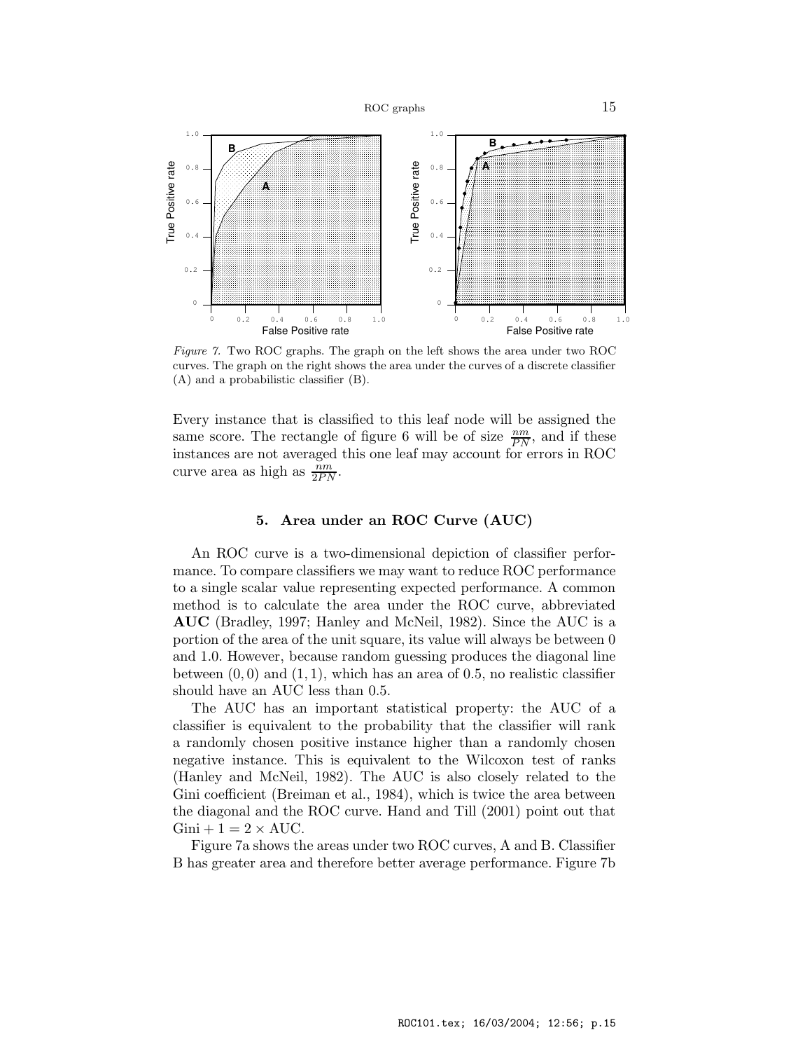*Figure 7.* Two ROC graphs. The graph on the left shows the area under two ROC curves. The graph on the right shows the area under the curves of a discrete classifier (A) and a probabilistic classifier (B).

Every instance that is classified to this leaf node will be assigned the same score. The rectangle of figure 6 will be of size $\frac{nm}{PN}$, and if these instances are not averaged this one leaf may account for errors in ROC curve area as high as $\frac{nm}{2PN}$.

## 5. Area under an ROC Curve (AUC)

An ROC curve is a two-dimensional depiction of classifier performance. To compare classifiers we may want to reduce ROC performance to a single scalar value representing expected performance. A common method is to calculate the area under the ROC curve, abbreviated **AUC** (Bradley, 1997; Hanley and McNeil, 1982). Since the AUC is a portion of the area of the unit square, its value will always be between 0 and 1.0. However, because random guessing produces the diagonal line between $(0, 0)$ and $(1, 1)$, which has an area of 0.5, no realistic classifier should have an AUC less than 0.5.

The AUC has an important statistical property: the AUC of a classifier is equivalent to the probability that the classifier will rank a randomly chosen positive instance higher than a randomly chosen negative instance. This is equivalent to the Wilcoxon test of ranks (Hanley and McNeil, 1982). The AUC is also closely related to the Gini coefficient (Breiman et al., 1984), which is twice the area between the diagonal and the ROC curve. Hand and Till (2001) point out that $\text{Gini} + 1 = 2 \times \text{AUC}$.

Figure 7a shows the areas under two ROC curves, A and B. Classifier B has greater area and therefore better average performance. Figure 7b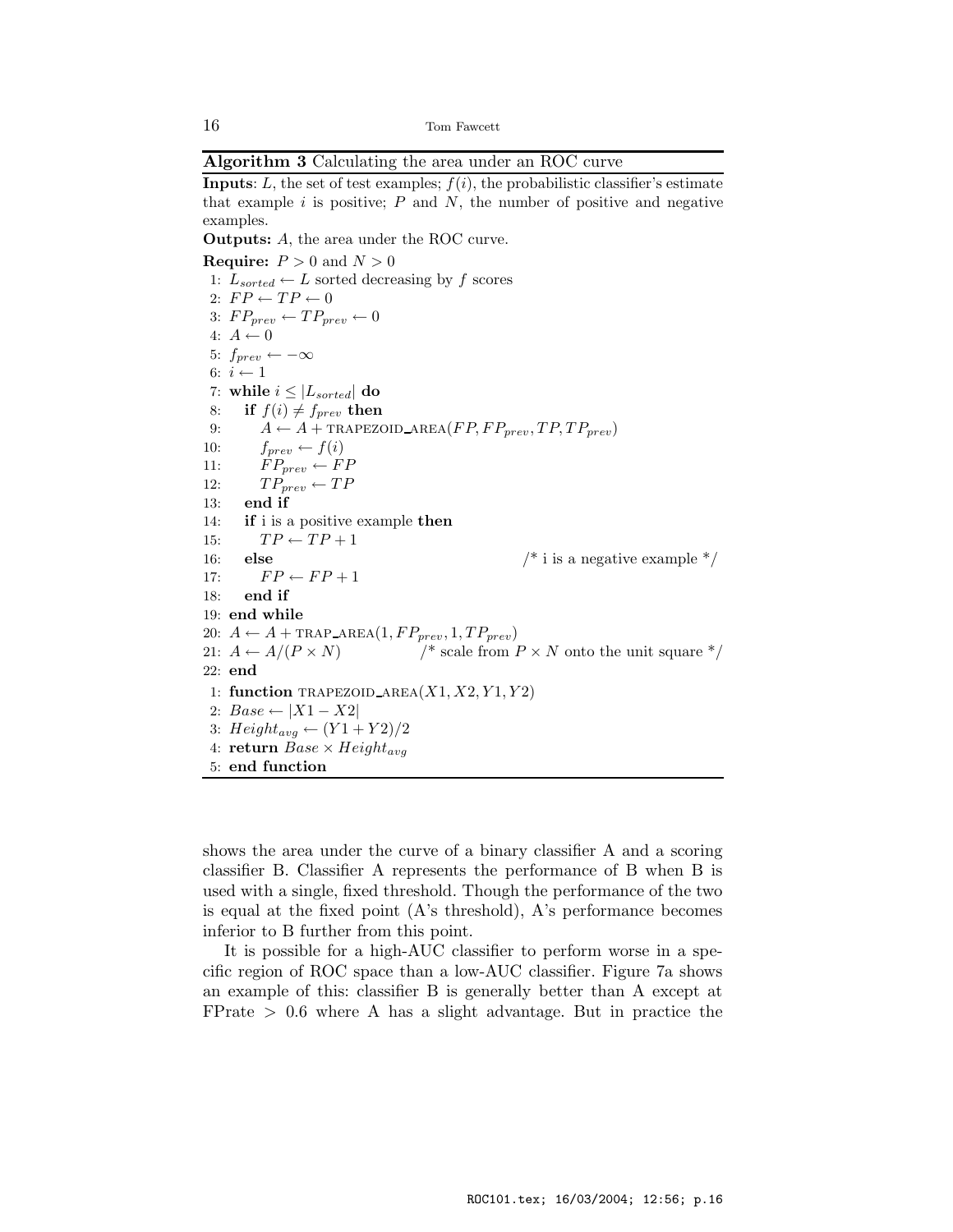**Algorithm 3** Calculating the area under an ROC curve

**Inputs**: $L$, the set of test examples; $f(i)$, the probabilistic classifier's estimate that example $i$ is positive; $P$ and $N$, the number of positive and negative examples.

**Outputs:** $A$, the area under the ROC curve.

**Require:** $P > 0$ and $N > 0$

```
 1: L_sorted ← L sorted decreasing by f scores
 2: FP ← TP ← 0
 3: FP_prev ← TP_prev ← 0
 4: A ← 0
 5: f_prev ← −∞
 6: i ← 1
 7: while i ≤ |L_sorted| do
 8:    if f(i) ≠ f_prev then
 9:       A ← A + TRAPEZOID_AREA(FP, FP_prev, TP, TP_prev)
10:       f_prev ← f(i)
11:       FP_prev ← FP
12:       TP_prev ← TP
13:    end if
14:    if i is a positive example then
15:       TP ← TP + 1
16:    else                                   /* i is a negative example */
17:       FP ← FP + 1
18:    end if
19: end while
20: A ← A + TRAP_AREA(1, FP_prev, 1, TP_prev)
21: A ← A/(P × N)              /* scale from P × N onto the unit square */
22: end
```

```
 1: function TRAPEZOID_AREA(X1, X2, Y1, Y2)
 2: Base ← |X1 − X2|
 3: Height_avg ← (Y1 + Y2)/2
 4: return Base × Height_avg
 5: end function
```

shows the area under the curve of a binary classifier A and a scoring classifier B. Classifier A represents the performance of B when B is used with a single, fixed threshold. Though the performance of the two is equal at the fixed point (A's threshold), A's performance becomes inferior to B further from this point.

It is possible for a high-AUC classifier to perform worse in a specific region of ROC space than a low-AUC classifier. Figure 7a shows an example of this: classifier B is generally better than A except at FPrate $> 0.6$ where A has a slight advantage. But in practice the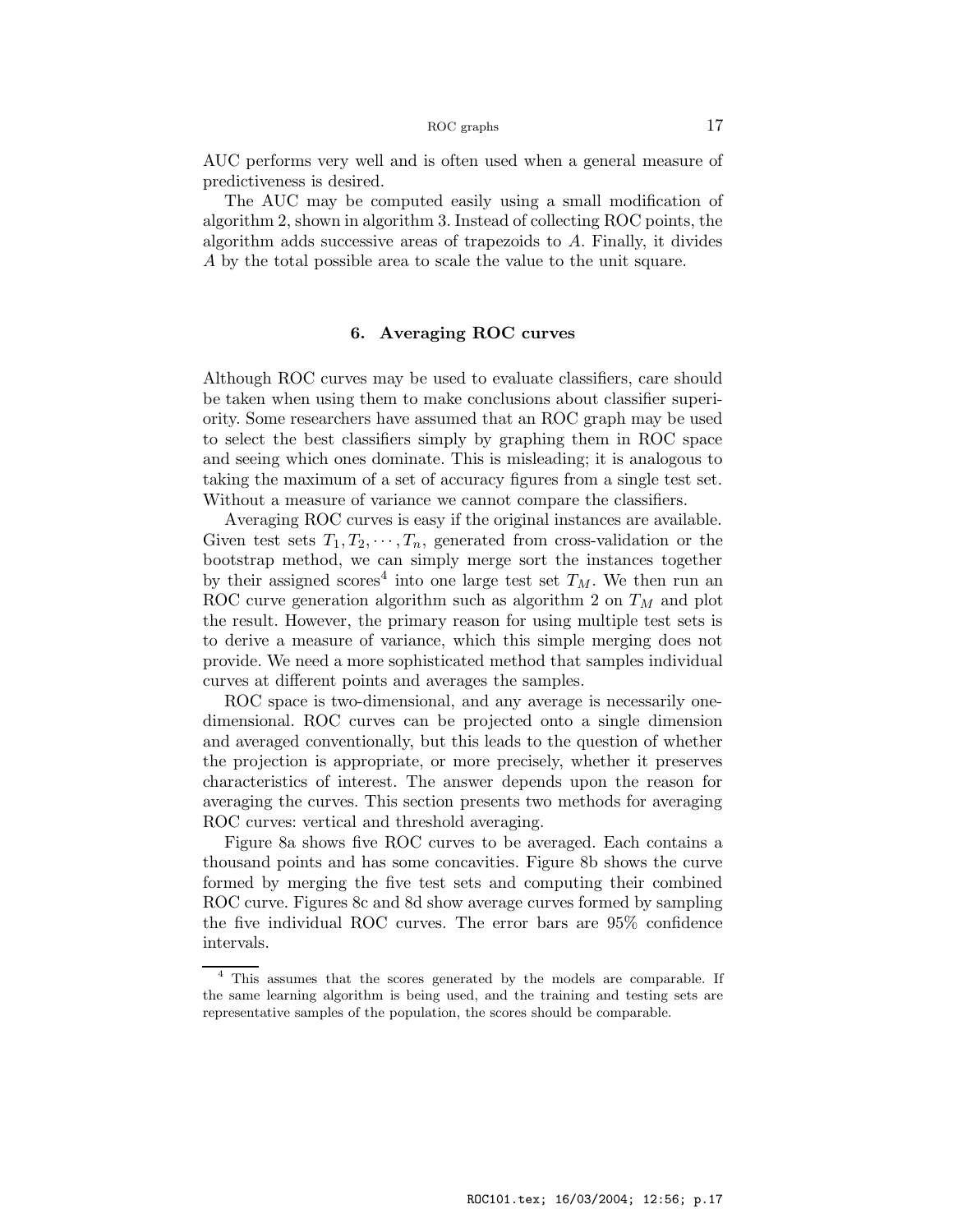AUC performs very well and is often used when a general measure of predictiveness is desired.

The AUC may be computed easily using a small modification of algorithm 2, shown in algorithm 3. Instead of collecting ROC points, the algorithm adds successive areas of trapezoids to $A$. Finally, it divides $A$ by the total possible area to scale the value to the unit square.

## 6. Averaging ROC curves

Although ROC curves may be used to evaluate classifiers, care should be taken when using them to make conclusions about classifier superiority. Some researchers have assumed that an ROC graph may be used to select the best classifiers simply by graphing them in ROC space and seeing which ones dominate. This is misleading; it is analogous to taking the maximum of a set of accuracy figures from a single test set. Without a measure of variance we cannot compare the classifiers.

Averaging ROC curves is easy if the original instances are available. Given test sets $T_1, T_2, \cdots, T_n$, generated from cross-validation or the bootstrap method, we can simply merge sort the instances together by their assigned scores[4] into one large test set $T_M$. We then run an ROC curve generation algorithm such as algorithm 2 on $T_M$ and plot the result. However, the primary reason for using multiple test sets is to derive a measure of variance, which this simple merging does not provide. We need a more sophisticated method that samples individual curves at different points and averages the samples.

ROC space is two-dimensional, and any average is necessarily one-dimensional. ROC curves can be projected onto a single dimension and averaged conventionally, but this leads to the question of whether the projection is appropriate, or more precisely, whether it preserves characteristics of interest. The answer depends upon the reason for averaging the curves. This section presents two methods for averaging ROC curves: vertical and threshold averaging.

Figure 8a shows five ROC curves to be averaged. Each contains a thousand points and has some concavities. Figure 8b shows the curve formed by merging the five test sets and computing their combined ROC curve. Figures 8c and 8d show average curves formed by sampling the five individual ROC curves. The error bars are 95% confidence intervals.

---

[4] This assumes that the scores generated by the models are comparable. If the same learning algorithm is being used, and the training and testing sets are representative samples of the population, the scores should be comparable.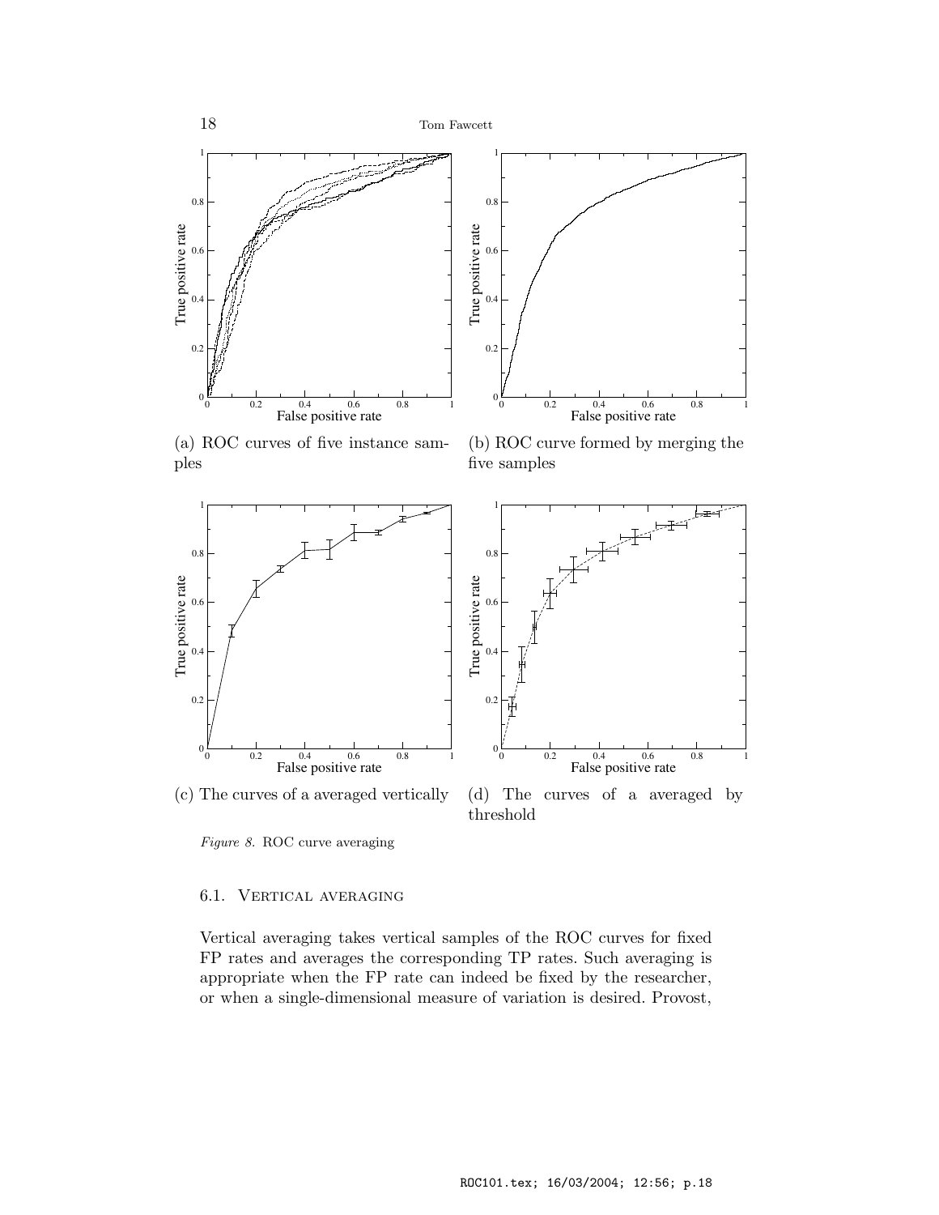(a) ROC curves of five instance samples

(b) ROC curve formed by merging the five samples

(c) The curves of a averaged vertically

(d) The curves of a averaged by threshold

*Figure 8.* ROC curve averaging

### 6.1. Vertical averaging

Vertical averaging takes vertical samples of the ROC curves for fixed FP rates and averages the corresponding TP rates. Such averaging is appropriate when the FP rate can indeed be fixed by the researcher, or when a single-dimensional measure of variation is desired. Provost,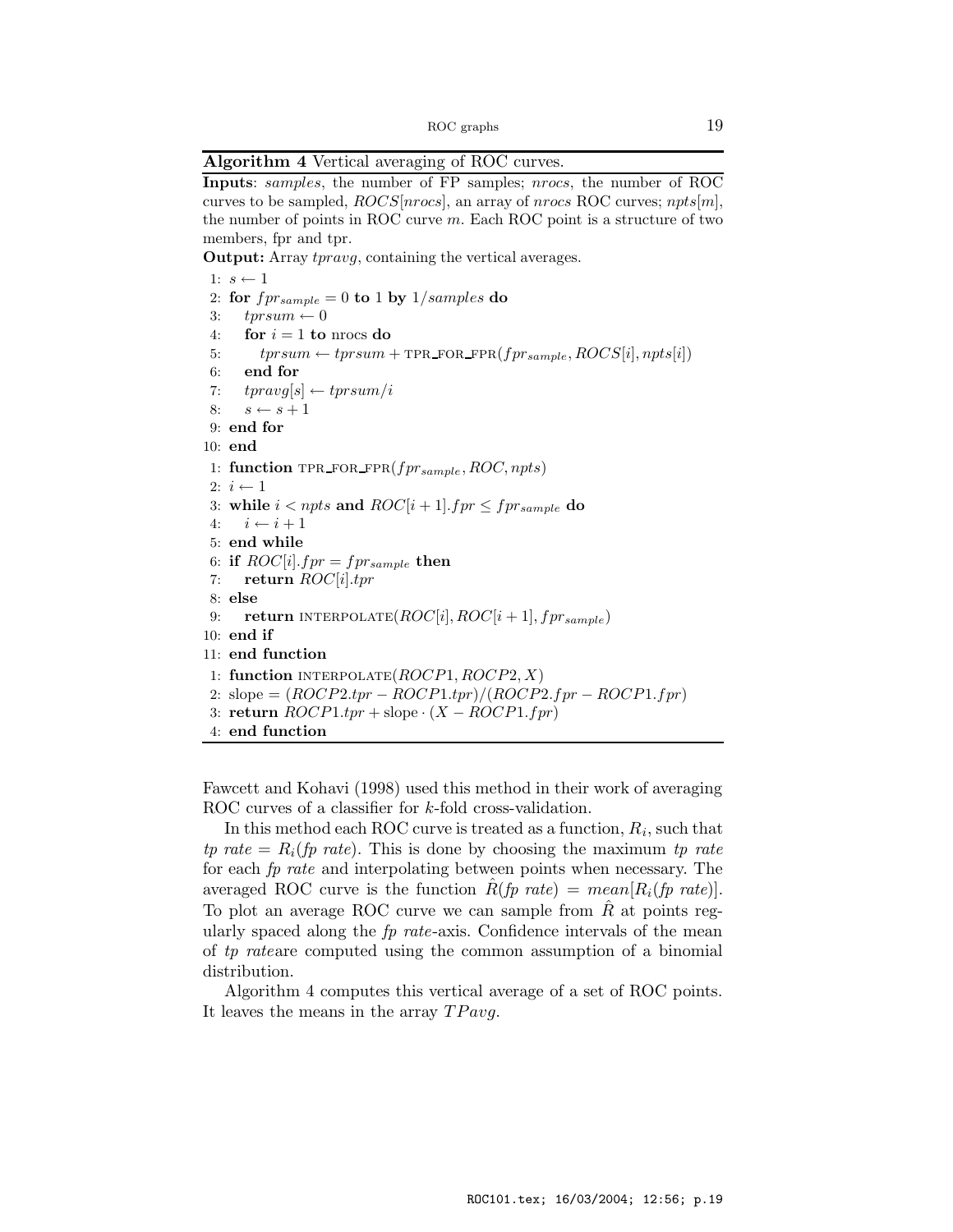**Algorithm 4** Vertical averaging of ROC curves.

**Inputs**: *samples*, the number of FP samples; *nrocs*, the number of ROC curves to be sampled, $ROCS[nrocs]$, an array of *nrocs* ROC curves; $npts[m]$, the number of points in ROC curve $m$. Each ROC point is a structure of two members, fpr and tpr.

**Output:** Array *tpravg*, containing the vertical averages.

```
1: s ← 1
2: for fpr_sample = 0 to 1 by 1/samples do
3:    tprsum ← 0
4:    for i = 1 to nrocs do
5:       tprsum ← tprsum + TPR_FOR_FPR(fpr_sample, ROCS[i], npts[i])
6:    end for
7:    tpravg[s] ← tprsum/i
8:    s ← s + 1
9: end for
10: end
1: function TPR_FOR_FPR(fpr_sample, ROC, npts)
2: i ← 1
3: while i < npts and ROC[i + 1].fpr ≤ fpr_sample do
4:    i ← i + 1
5: end while
6: if ROC[i].fpr = fpr_sample then
7:    return ROC[i].tpr
8: else
9:    return INTERPOLATE(ROC[i], ROC[i + 1], fpr_sample)
10: end if
11: end function
1: function INTERPOLATE(ROCP1, ROCP2, X)
2: slope = (ROCP2.tpr − ROCP1.tpr)/(ROCP2.fpr − ROCP1.fpr)
3: return ROCP1.tpr + slope · (X − ROCP1.fpr)
4: end function
```

Fawcett and Kohavi (1998) used this method in their work of averaging ROC curves of a classifier for $k$-fold cross-validation.

In this method each ROC curve is treated as a function, $R_i$, such that *tp rate* $= R_i($*fp rate*$)$. This is done by choosing the maximum *tp rate* for each *fp rate* and interpolating between points when necessary. The averaged ROC curve is the function $\hat{R}($*fp rate*$) = mean[R_i($*fp rate*$)]$. To plot an average ROC curve we can sample from $\hat{R}$ at points regularly spaced along the *fp rate*-axis. Confidence intervals of the mean of *tp rate*are computed using the common assumption of a binomial distribution.

Algorithm 4 computes this vertical average of a set of ROC points. It leaves the means in the array $TPavg$.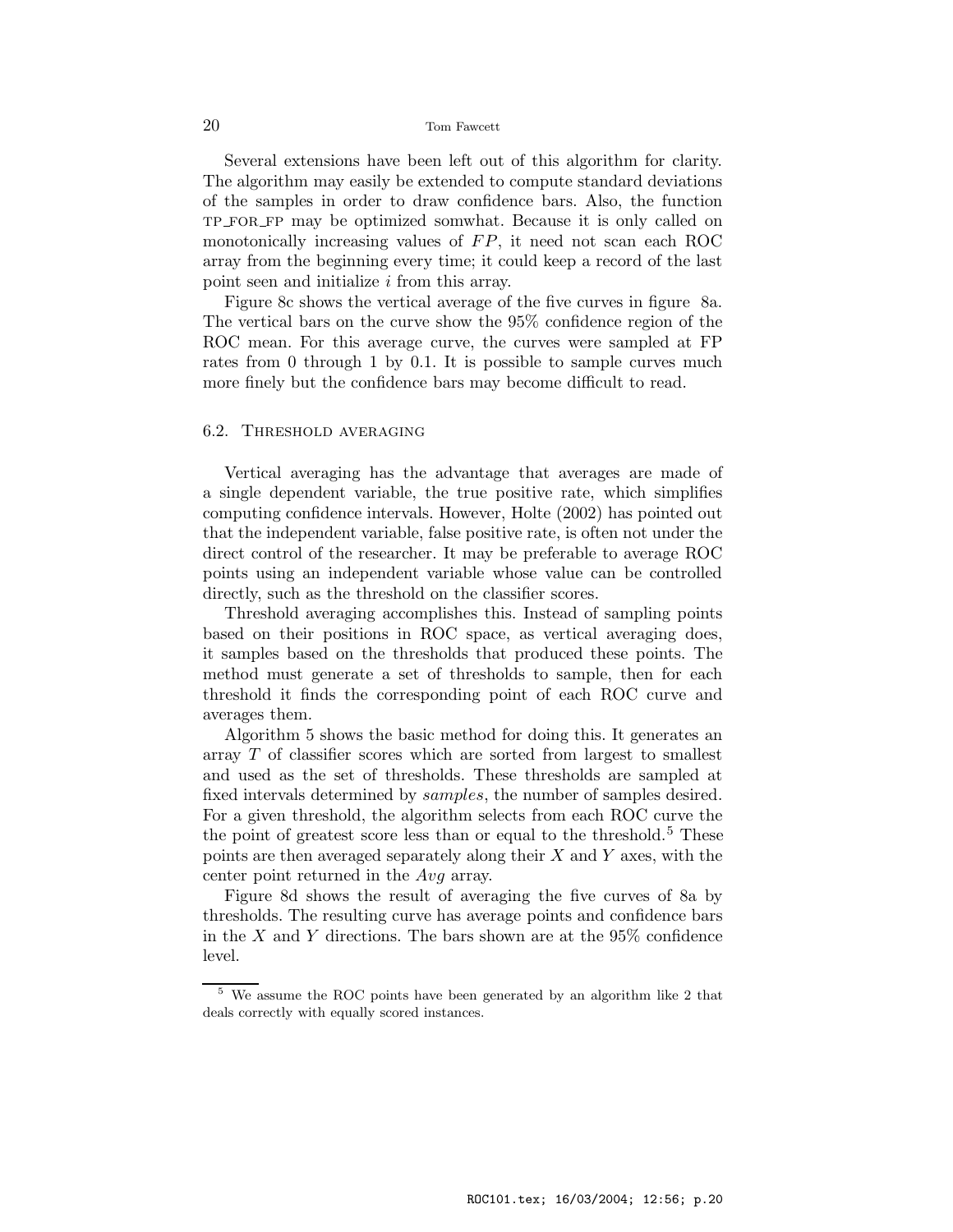Several extensions have been left out of this algorithm for clarity. The algorithm may easily be extended to compute standard deviations of the samples in order to draw confidence bars. Also, the function TP_FOR_FP may be optimized somwhat. Because it is only called on monotonically increasing values of $FP$, it need not scan each ROC array from the beginning every time; it could keep a record of the last point seen and initialize $i$ from this array.

Figure 8c shows the vertical average of the five curves in figure 8a. The vertical bars on the curve show the 95% confidence region of the ROC mean. For this average curve, the curves were sampled at FP rates from 0 through 1 by 0.1. It is possible to sample curves much more finely but the confidence bars may become difficult to read.

### 6.2. Threshold averaging

Vertical averaging has the advantage that averages are made of a single dependent variable, the true positive rate, which simplifies computing confidence intervals. However, Holte (2002) has pointed out that the independent variable, false positive rate, is often not under the direct control of the researcher. It may be preferable to average ROC points using an independent variable whose value can be controlled directly, such as the threshold on the classifier scores.

Threshold averaging accomplishes this. Instead of sampling points based on their positions in ROC space, as vertical averaging does, it samples based on the thresholds that produced these points. The method must generate a set of thresholds to sample, then for each threshold it finds the corresponding point of each ROC curve and averages them.

Algorithm 5 shows the basic method for doing this. It generates an array $T$ of classifier scores which are sorted from largest to smallest and used as the set of thresholds. These thresholds are sampled at fixed intervals determined by *samples*, the number of samples desired. For a given threshold, the algorithm selects from each ROC curve the the point of greatest score less than or equal to the threshold.[5] These points are then averaged separately along their $X$ and $Y$ axes, with the center point returned in the *Avg* array.

Figure 8d shows the result of averaging the five curves of 8a by thresholds. The resulting curve has average points and confidence bars in the $X$ and $Y$ directions. The bars shown are at the 95% confidence level.

[5] We assume the ROC points have been generated by an algorithm like 2 that deals correctly with equally scored instances.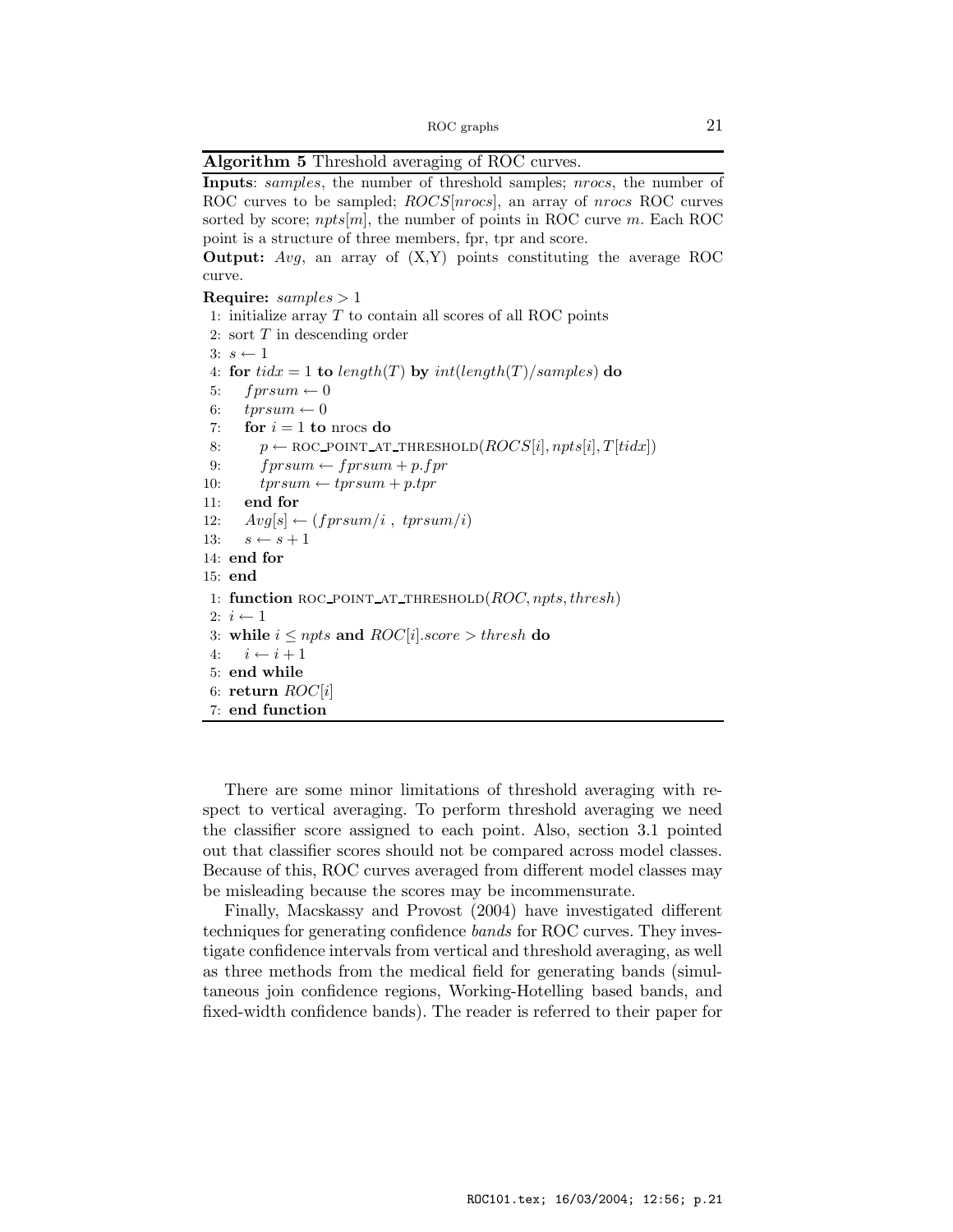**Algorithm 5** Threshold averaging of ROC curves.

**Inputs**: *samples*, the number of threshold samples; *nrocs*, the number of ROC curves to be sampled; *ROCS*[*nrocs*], an array of *nrocs* ROC curves sorted by score; *npts*[*m*], the number of points in ROC curve *m*. Each ROC point is a structure of three members, fpr, tpr and score.

**Output:** *Avg*, an array of (X,Y) points constituting the average ROC curve.

**Require:** $samples > 1$

```
 1: initialize array T to contain all scores of all ROC points
 2: sort T in descending order
 3: s ← 1
 4: for tidx = 1 to length(T) by int(length(T)/samples) do
 5:    fprsum ← 0
 6:    tprsum ← 0
 7:    for i = 1 to nrocs do
 8:       p ← ROC_POINT_AT_THRESHOLD(ROCS[i], npts[i], T[tidx])
 9:       fprsum ← fprsum + p.fpr
10:       tprsum ← tprsum + p.tpr
11:    end for
12:    Avg[s] ← (fprsum/i , tprsum/i)
13:    s ← s + 1
14: end for
15: end

 1: function ROC_POINT_AT_THRESHOLD(ROC, npts, thresh)
 2: i ← 1
 3: while i ≤ npts and ROC[i].score > thresh do
 4:    i ← i + 1
 5: end while
 6: return ROC[i]
 7: end function
```

There are some minor limitations of threshold averaging with respect to vertical averaging. To perform threshold averaging we need the classifier score assigned to each point. Also, section 3.1 pointed out that classifier scores should not be compared across model classes. Because of this, ROC curves averaged from different model classes may be misleading because the scores may be incommensurate.

Finally, Macskassy and Provost (2004) have investigated different techniques for generating confidence *bands* for ROC curves. They investigate confidence intervals from vertical and threshold averaging, as well as three methods from the medical field for generating bands (simultaneous join confidence regions, Working-Hotelling based bands, and fixed-width confidence bands). The reader is referred to their paper for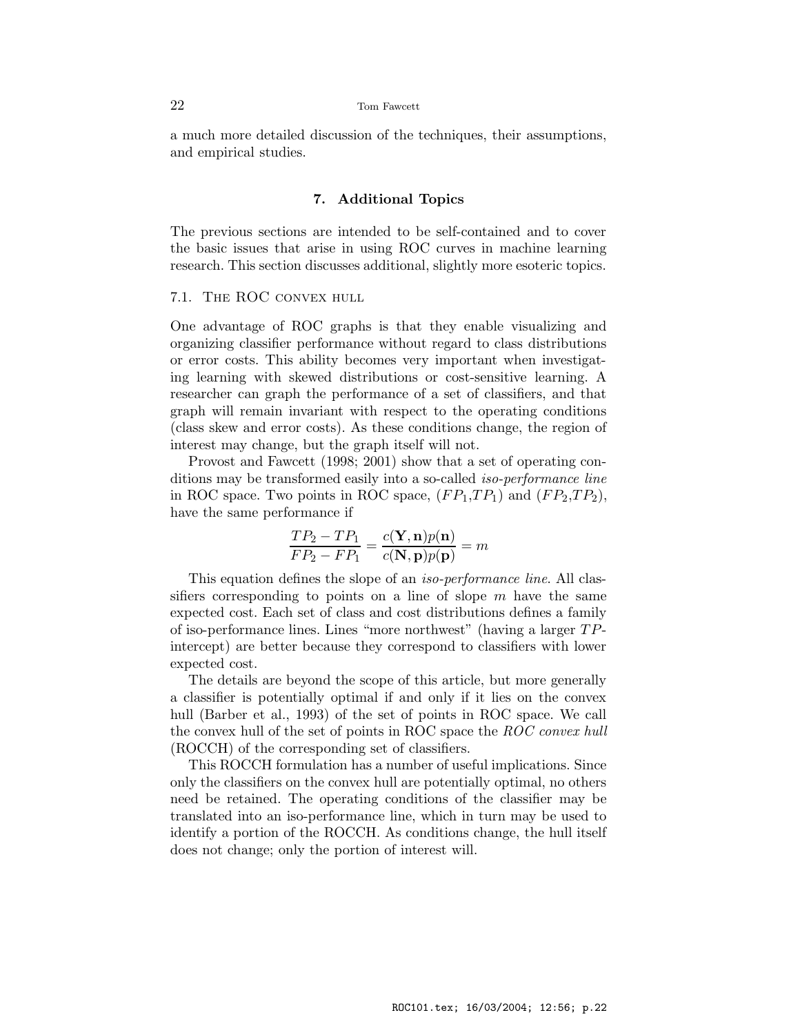a much more detailed discussion of the techniques, their assumptions, and empirical studies.

## 7. Additional Topics

The previous sections are intended to be self-contained and to cover the basic issues that arise in using ROC curves in machine learning research. This section discusses additional, slightly more esoteric topics.

### 7.1. The ROC convex hull

One advantage of ROC graphs is that they enable visualizing and organizing classifier performance without regard to class distributions or error costs. This ability becomes very important when investigating learning with skewed distributions or cost-sensitive learning. A researcher can graph the performance of a set of classifiers, and that graph will remain invariant with respect to the operating conditions (class skew and error costs). As these conditions change, the region of interest may change, but the graph itself will not.

Provost and Fawcett (1998; 2001) show that a set of operating conditions may be transformed easily into a so-called *iso-performance line* in ROC space. Two points in ROC space, ($FP_1$,$TP_1$) and ($FP_2$,$TP_2$), have the same performance if

$$\frac{TP_2 - TP_1}{FP_2 - FP_1} = \frac{c(\mathbf{Y}, \mathbf{n})p(\mathbf{n})}{c(\mathbf{N}, \mathbf{p})p(\mathbf{p})} = m$$

This equation defines the slope of an *iso-performance line*. All classifiers corresponding to points on a line of slope $m$ have the same expected cost. Each set of class and cost distributions defines a family of iso-performance lines. Lines "more northwest" (having a larger $TP$-intercept) are better because they correspond to classifiers with lower expected cost.

The details are beyond the scope of this article, but more generally a classifier is potentially optimal if and only if it lies on the convex hull (Barber et al., 1993) of the set of points in ROC space. We call the convex hull of the set of points in ROC space the *ROC convex hull* (ROCCH) of the corresponding set of classifiers.

This ROCCH formulation has a number of useful implications. Since only the classifiers on the convex hull are potentially optimal, no others need be retained. The operating conditions of the classifier may be translated into an iso-performance line, which in turn may be used to identify a portion of the ROCCH. As conditions change, the hull itself does not change; only the portion of interest will.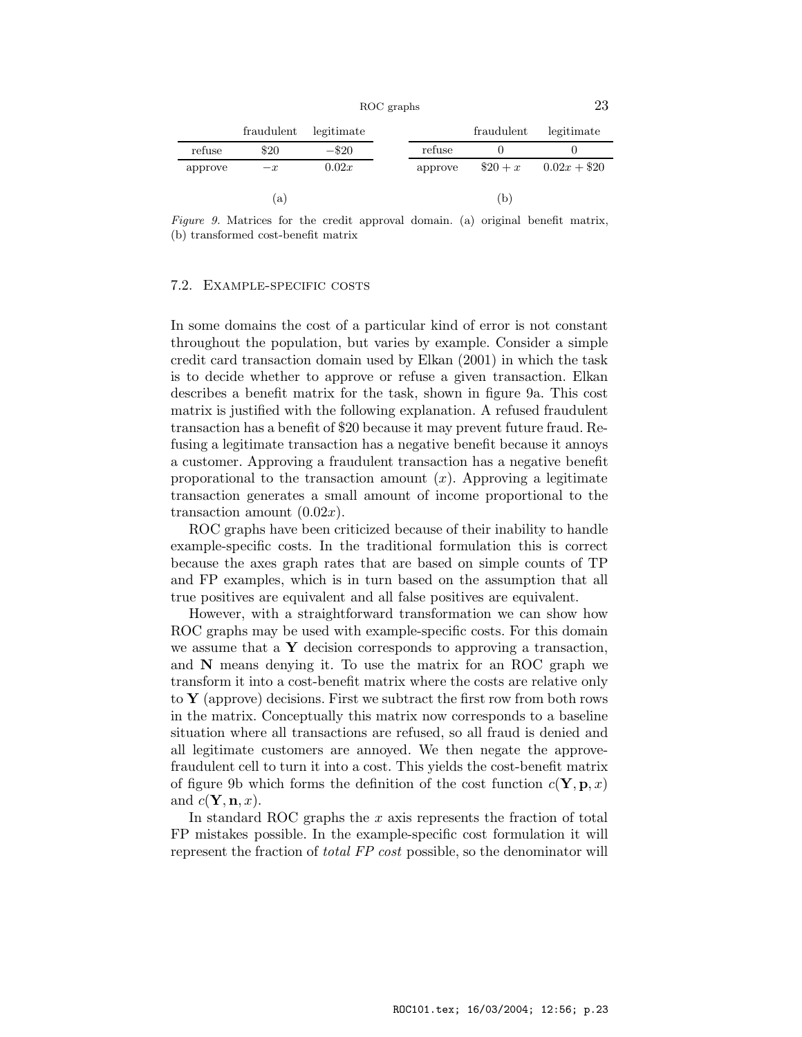| | fraudulent | legitimate |
|---|---|---|
| refuse | \$20 | $-$\$20 |
| approve | $-x$ | $0.02x$ |

(a)

| | fraudulent | legitimate |
|---|---|---|
| refuse | 0 | 0 |
| approve | \$20 $+ x$ | $0.02x +$ \$20 |

(b)

*Figure 9.* Matrices for the credit approval domain. (a) original benefit matrix, (b) transformed cost-benefit matrix

### 7.2. Example-specific costs

In some domains the cost of a particular kind of error is not constant throughout the population, but varies by example. Consider a simple credit card transaction domain used by Elkan (2001) in which the task is to decide whether to approve or refuse a given transaction. Elkan describes a benefit matrix for the task, shown in figure 9a. This cost matrix is justified with the following explanation. A refused fraudulent transaction has a benefit of \$20 because it may prevent future fraud. Refusing a legitimate transaction has a negative benefit because it annoys a customer. Approving a fraudulent transaction has a negative benefit proporational to the transaction amount ($x$). Approving a legitimate transaction generates a small amount of income proportional to the transaction amount ($0.02x$).

ROC graphs have been criticized because of their inability to handle example-specific costs. In the traditional formulation this is correct because the axes graph rates that are based on simple counts of TP and FP examples, which is in turn based on the assumption that all true positives are equivalent and all false positives are equivalent.

However, with a straightforward transformation we can show how ROC graphs may be used with example-specific costs. For this domain we assume that a $\mathbf{Y}$ decision corresponds to approving a transaction, and $\mathbf{N}$ means denying it. To use the matrix for an ROC graph we transform it into a cost-benefit matrix where the costs are relative only to $\mathbf{Y}$ (approve) decisions. First we subtract the first row from both rows in the matrix. Conceptually this matrix now corresponds to a baseline situation where all transactions are refused, so all fraud is denied and all legitimate customers are annoyed. We then negate the approve-fraudulent cell to turn it into a cost. This yields the cost-benefit matrix of figure 9b which forms the definition of the cost function $c(\mathbf{Y}, \mathbf{p}, x)$ and $c(\mathbf{Y}, \mathbf{n}, x)$.

In standard ROC graphs the $x$ axis represents the fraction of total FP mistakes possible. In the example-specific cost formulation it will represent the fraction of *total FP cost* possible, so the denominator will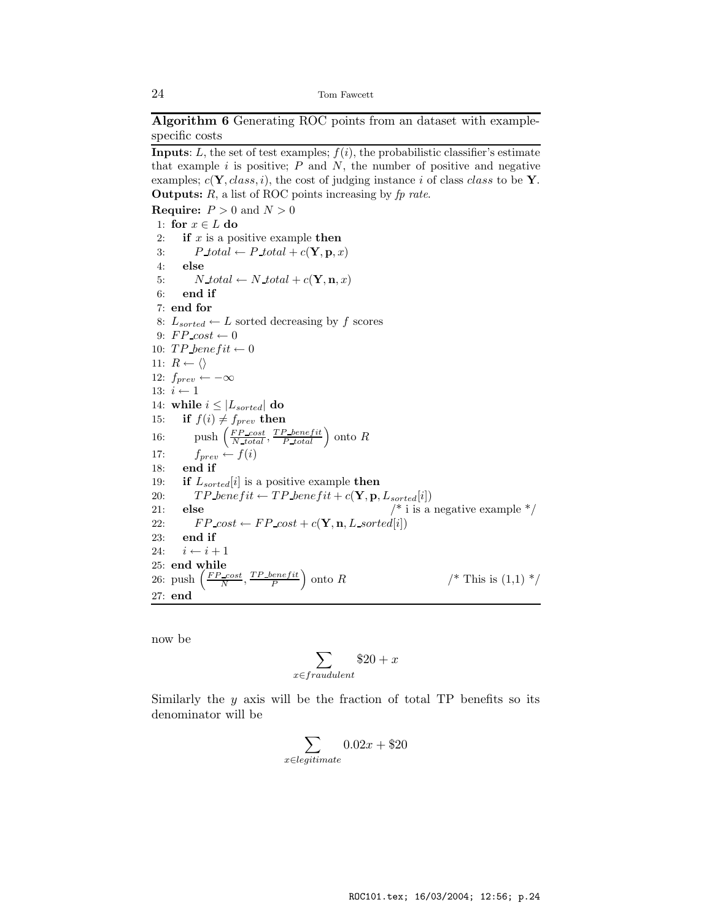**Algorithm 6** Generating ROC points from an dataset with example-specific costs

**Inputs**: $L$, the set of test examples; $f(i)$, the probabilistic classifier's estimate that example $i$ is positive; $P$ and $N$, the number of positive and negative examples; $c(\mathbf{Y}, class, i)$, the cost of judging instance $i$ of class $class$ to be $\mathbf{Y}$.
**Outputs:** $R$, a list of ROC points increasing by *fp rate*.
**Require:** $P > 0$ and $N > 0$

```
 1: for x ∈ L do
 2:    if x is a positive example then
 3:       P_total ← P_total + c(Y, p, x)
 4:    else
 5:       N_total ← N_total + c(Y, n, x)
 6:    end if
 7: end for
 8: L_sorted ← L sorted decreasing by f scores
 9: FP_cost ← 0
10: TP_benefit ← 0
11: R ← ⟨⟩
12: f_prev ← −∞
13: i ← 1
14: while i ≤ |L_sorted| do
15:    if f(i) ≠ f_prev then
16:       push (FP_cost / N_total, TP_benefit / P_total) onto R
17:       f_prev ← f(i)
18:    end if
19:    if L_sorted[i] is a positive example then
20:       TP_benefit ← TP_benefit + c(Y, p, L_sorted[i])
21:    else                                   /* i is a negative example */
22:       FP_cost ← FP_cost + c(Y, n, L_sorted[i])
23:    end if
24:    i ← i + 1
25: end while
26: push (FP_cost / N, TP_benefit / P) onto R             /* This is (1,1) */
27: end
```

now be

$$\sum_{x \in fraudulent} \$20 + x$$

Similarly the $y$ axis will be the fraction of total TP benefits so its denominator will be

$$\sum_{x \in legitimate} 0.02x + \$20$$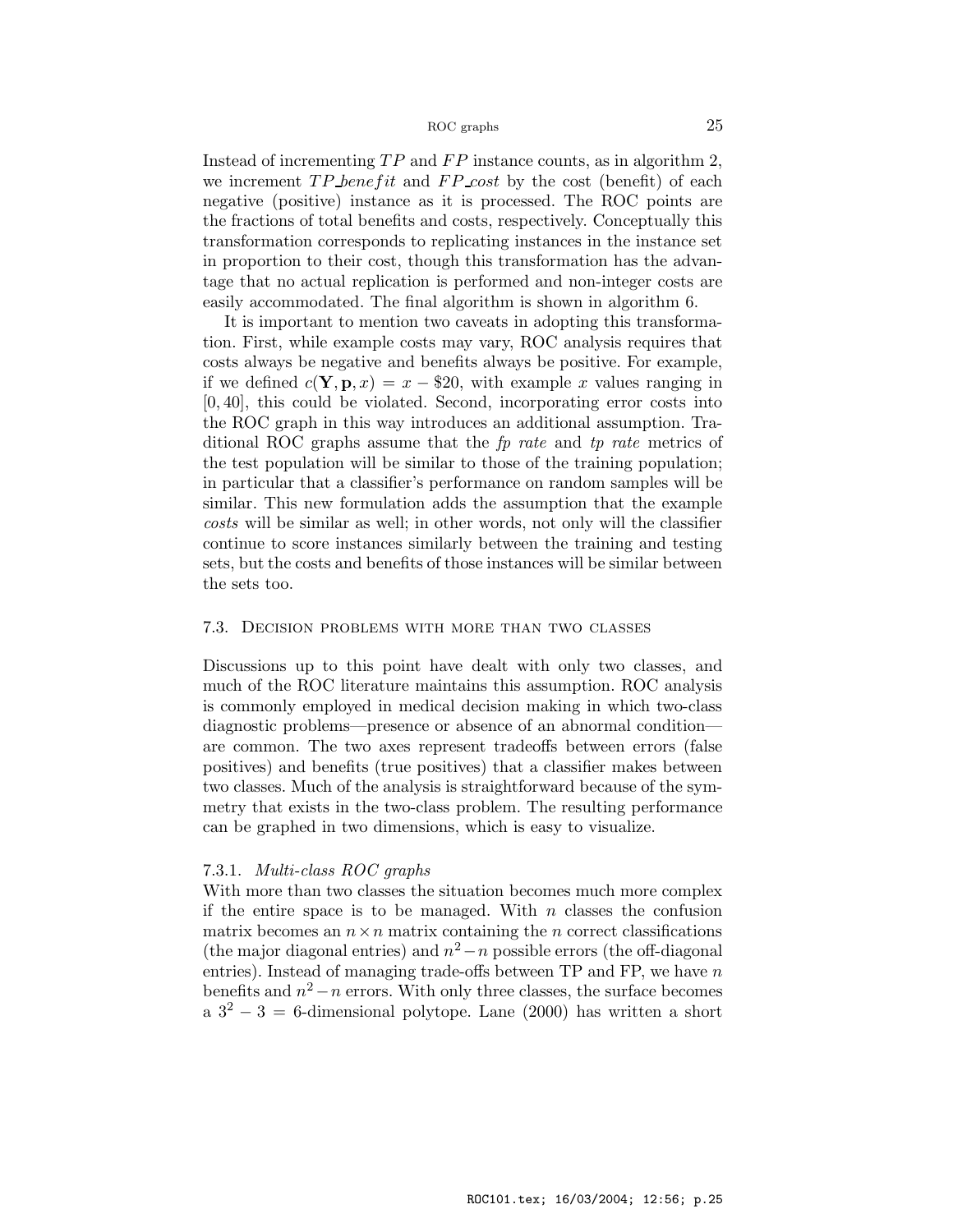Instead of incrementing $TP$ and $FP$ instance counts, as in algorithm 2, we increment $TP\_benefit$ and $FP\_cost$ by the cost (benefit) of each negative (positive) instance as it is processed. The ROC points are the fractions of total benefits and costs, respectively. Conceptually this transformation corresponds to replicating instances in the instance set in proportion to their cost, though this transformation has the advantage that no actual replication is performed and non-integer costs are easily accommodated. The final algorithm is shown in algorithm 6.

It is important to mention two caveats in adopting this transformation. First, while example costs may vary, ROC analysis requires that costs always be negative and benefits always be positive. For example, if we defined $c(\mathbf{Y}, \mathbf{p}, x) = x - \$20$, with example $x$ values ranging in $[0, 40]$, this could be violated. Second, incorporating error costs into the ROC graph in this way introduces an additional assumption. Traditional ROC graphs assume that the *fp rate* and *tp rate* metrics of the test population will be similar to those of the training population; in particular that a classifier's performance on random samples will be similar. This new formulation adds the assumption that the example *costs* will be similar as well; in other words, not only will the classifier continue to score instances similarly between the training and testing sets, but the costs and benefits of those instances will be similar between the sets too.

## 7.3. Decision problems with more than two classes

Discussions up to this point have dealt with only two classes, and much of the ROC literature maintains this assumption. ROC analysis is commonly employed in medical decision making in which two-class diagnostic problems—presence or absence of an abnormal condition—are common. The two axes represent tradeoffs between errors (false positives) and benefits (true positives) that a classifier makes between two classes. Much of the analysis is straightforward because of the symmetry that exists in the two-class problem. The resulting performance can be graphed in two dimensions, which is easy to visualize.

### 7.3.1. *Multi-class ROC graphs*

With more than two classes the situation becomes much more complex if the entire space is to be managed. With $n$ classes the confusion matrix becomes an $n \times n$ matrix containing the $n$ correct classifications (the major diagonal entries) and $n^2 - n$ possible errors (the off-diagonal entries). Instead of managing trade-offs between TP and FP, we have $n$ benefits and $n^2 - n$ errors. With only three classes, the surface becomes a $3^2 - 3 = 6$-dimensional polytope. Lane (2000) has written a short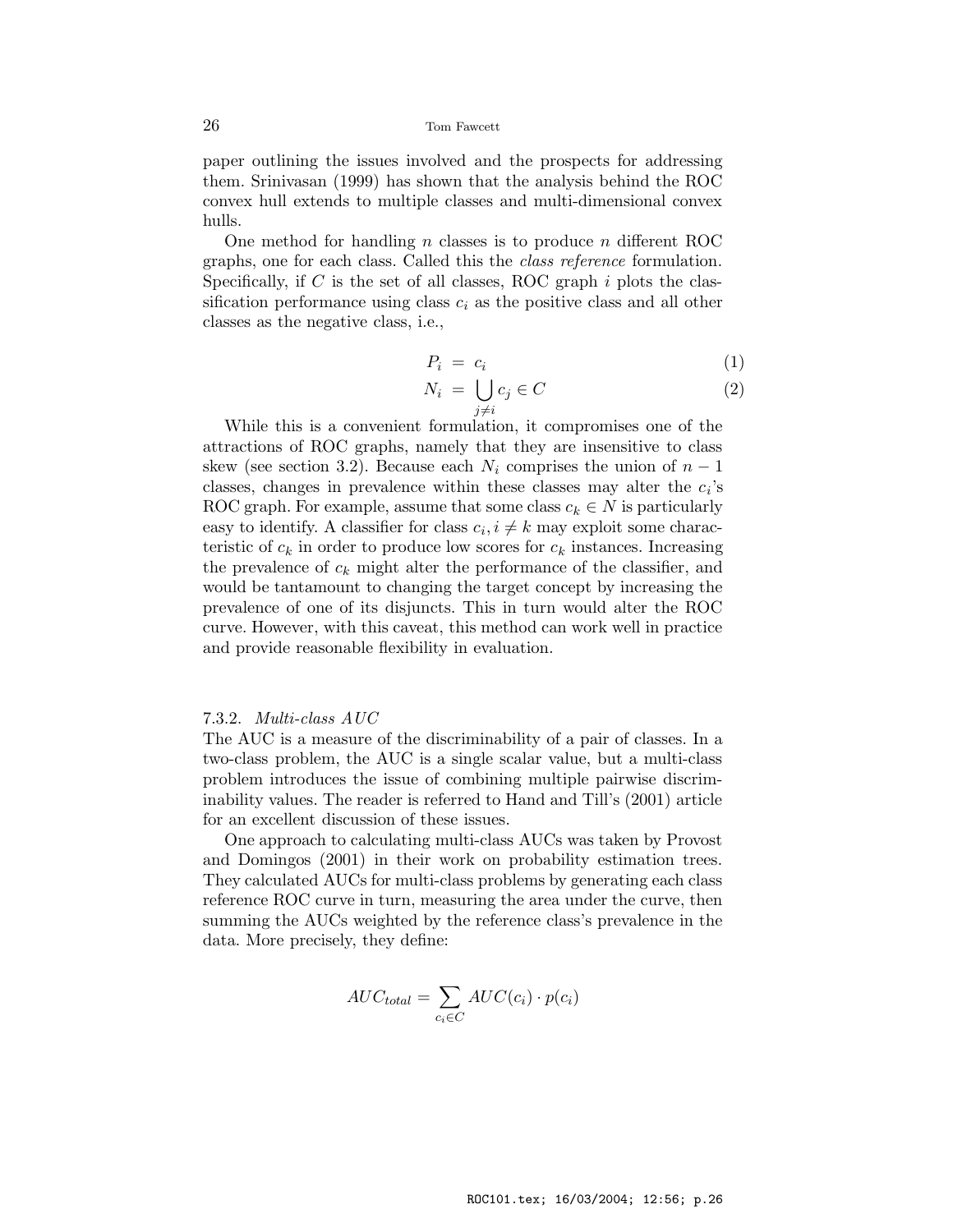paper outlining the issues involved and the prospects for addressing them. Srinivasan (1999) has shown that the analysis behind the ROC convex hull extends to multiple classes and multi-dimensional convex hulls.

One method for handling $n$ classes is to produce $n$ different ROC graphs, one for each class. Called this the *class reference* formulation. Specifically, if $C$ is the set of all classes, ROC graph $i$ plots the classification performance using class $c_i$ as the positive class and all other classes as the negative class, i.e.,

$$P_i = c_i \tag{1}$$

$$N_i = \bigcup_{j \neq i} c_j \in C \tag{2}$$

While this is a convenient formulation, it compromises one of the attractions of ROC graphs, namely that they are insensitive to class skew (see section 3.2). Because each $N_i$ comprises the union of $n-1$ classes, changes in prevalence within these classes may alter the $c_i$'s ROC graph. For example, assume that some class $c_k \in N$ is particularly easy to identify. A classifier for class $c_i, i \neq k$ may exploit some characteristic of $c_k$ in order to produce low scores for $c_k$ instances. Increasing the prevalence of $c_k$ might alter the performance of the classifier, and would be tantamount to changing the target concept by increasing the prevalence of one of its disjuncts. This in turn would alter the ROC curve. However, with this caveat, this method can work well in practice and provide reasonable flexibility in evaluation.

#### 7.3.2. *Multi-class AUC*

The AUC is a measure of the discriminability of a pair of classes. In a two-class problem, the AUC is a single scalar value, but a multi-class problem introduces the issue of combining multiple pairwise discriminability values. The reader is referred to Hand and Till's (2001) article for an excellent discussion of these issues.

One approach to calculating multi-class AUCs was taken by Provost and Domingos (2001) in their work on probability estimation trees. They calculated AUCs for multi-class problems by generating each class reference ROC curve in turn, measuring the area under the curve, then summing the AUCs weighted by the reference class's prevalence in the data. More precisely, they define:

$$AUC_{total} = \sum_{c_i \in C} AUC(c_i) \cdot p(c_i)$$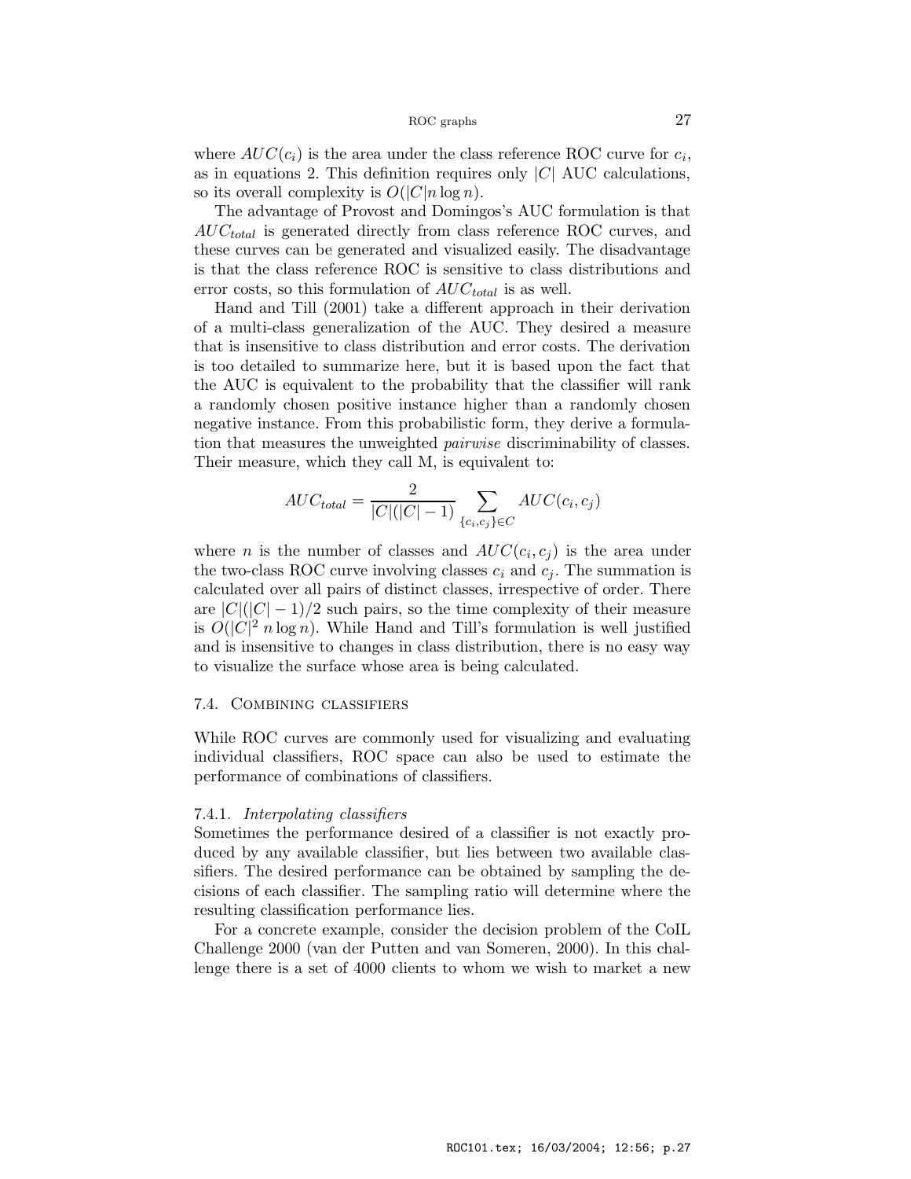where $AUC(c_i)$ is the area under the class reference ROC curve for $c_i$, as in equations 2. This definition requires only $|C|$ AUC calculations, so its overall complexity is $O(|C|n \log n)$.

The advantage of Provost and Domingos's AUC formulation is that $AUC_{total}$ is generated directly from class reference ROC curves, and these curves can be generated and visualized easily. The disadvantage is that the class reference ROC is sensitive to class distributions and error costs, so this formulation of $AUC_{total}$ is as well.

Hand and Till (2001) take a different approach in their derivation of a multi-class generalization of the AUC. They desired a measure that is insensitive to class distribution and error costs. The derivation is too detailed to summarize here, but it is based upon the fact that the AUC is equivalent to the probability that the classifier will rank a randomly chosen positive instance higher than a randomly chosen negative instance. From this probabilistic form, they derive a formulation that measures the unweighted *pairwise* discriminability of classes. Their measure, which they call M, is equivalent to:

$$AUC_{total} = \frac{2}{|C|(|C|-1)} \sum_{\{c_i,c_j\} \in C} AUC(c_i, c_j)$$

where $n$ is the number of classes and $AUC(c_i, c_j)$ is the area under the two-class ROC curve involving classes $c_i$ and $c_j$. The summation is calculated over all pairs of distinct classes, irrespective of order. There are $|C|(|C|-1)/2$ such pairs, so the time complexity of their measure is $O(|C|^2 \, n \log n)$. While Hand and Till's formulation is well justified and is insensitive to changes in class distribution, there is no easy way to visualize the surface whose area is being calculated.

## 7.4. Combining classifiers

While ROC curves are commonly used for visualizing and evaluating individual classifiers, ROC space can also be used to estimate the performance of combinations of classifiers.

### 7.4.1. *Interpolating classifiers*

Sometimes the performance desired of a classifier is not exactly produced by any available classifier, but lies between two available classifiers. The desired performance can be obtained by sampling the decisions of each classifier. The sampling ratio will determine where the resulting classification performance lies.

For a concrete example, consider the decision problem of the CoIL Challenge 2000 (van der Putten and van Someren, 2000). In this challenge there is a set of 4000 clients to whom we wish to market a new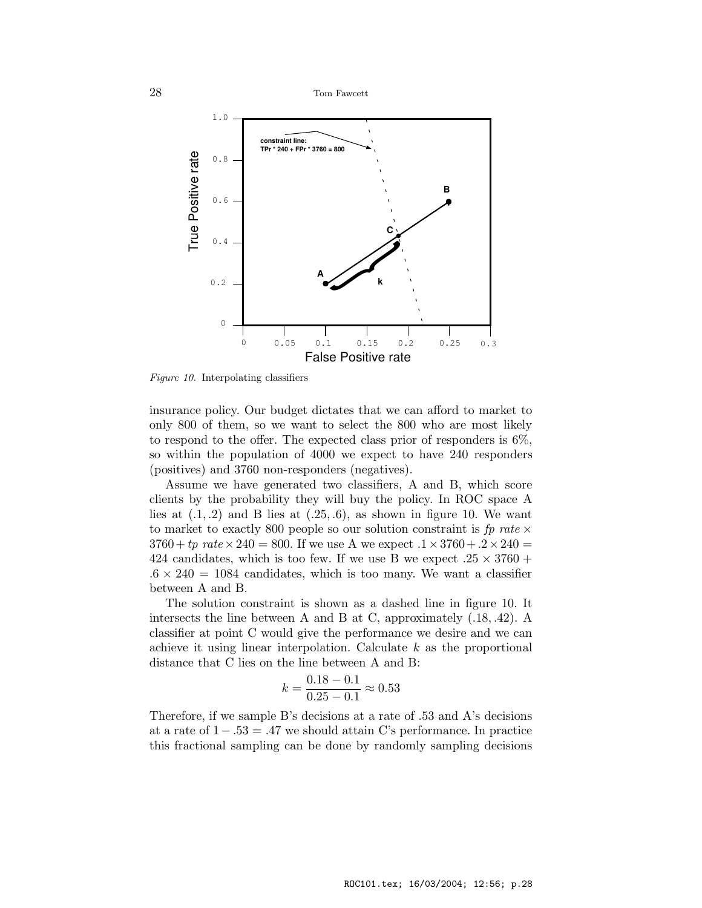*Figure 10.* Interpolating classifiers

insurance policy. Our budget dictates that we can afford to market to only 800 of them, so we want to select the 800 who are most likely to respond to the offer. The expected class prior of responders is 6%, so within the population of 4000 we expect to have 240 responders (positives) and 3760 non-responders (negatives).

Assume we have generated two classifiers, A and B, which score clients by the probability they will buy the policy. In ROC space A lies at $(.1, .2)$ and B lies at $(.25, .6)$, as shown in figure 10. We want to market to exactly 800 people so our solution constraint is $\mathit{fp\ rate} \times 3760 + \mathit{tp\ rate} \times 240 = 800$. If we use A we expect $.1 \times 3760 + .2 \times 240 = 424$ candidates, which is too few. If we use B we expect $.25 \times 3760 + .6 \times 240 = 1084$ candidates, which is too many. We want a classifier between A and B.

The solution constraint is shown as a dashed line in figure 10. It intersects the line between A and B at C, approximately $(.18, .42)$. A classifier at point C would give the performance we desire and we can achieve it using linear interpolation. Calculate $k$ as the proportional distance that C lies on the line between A and B:

$$k = \frac{0.18 - 0.1}{0.25 - 0.1} \approx 0.53$$

Therefore, if we sample B's decisions at a rate of .53 and A's decisions at a rate of $1 - .53 = .47$ we should attain C's performance. In practice this fractional sampling can be done by randomly sampling decisions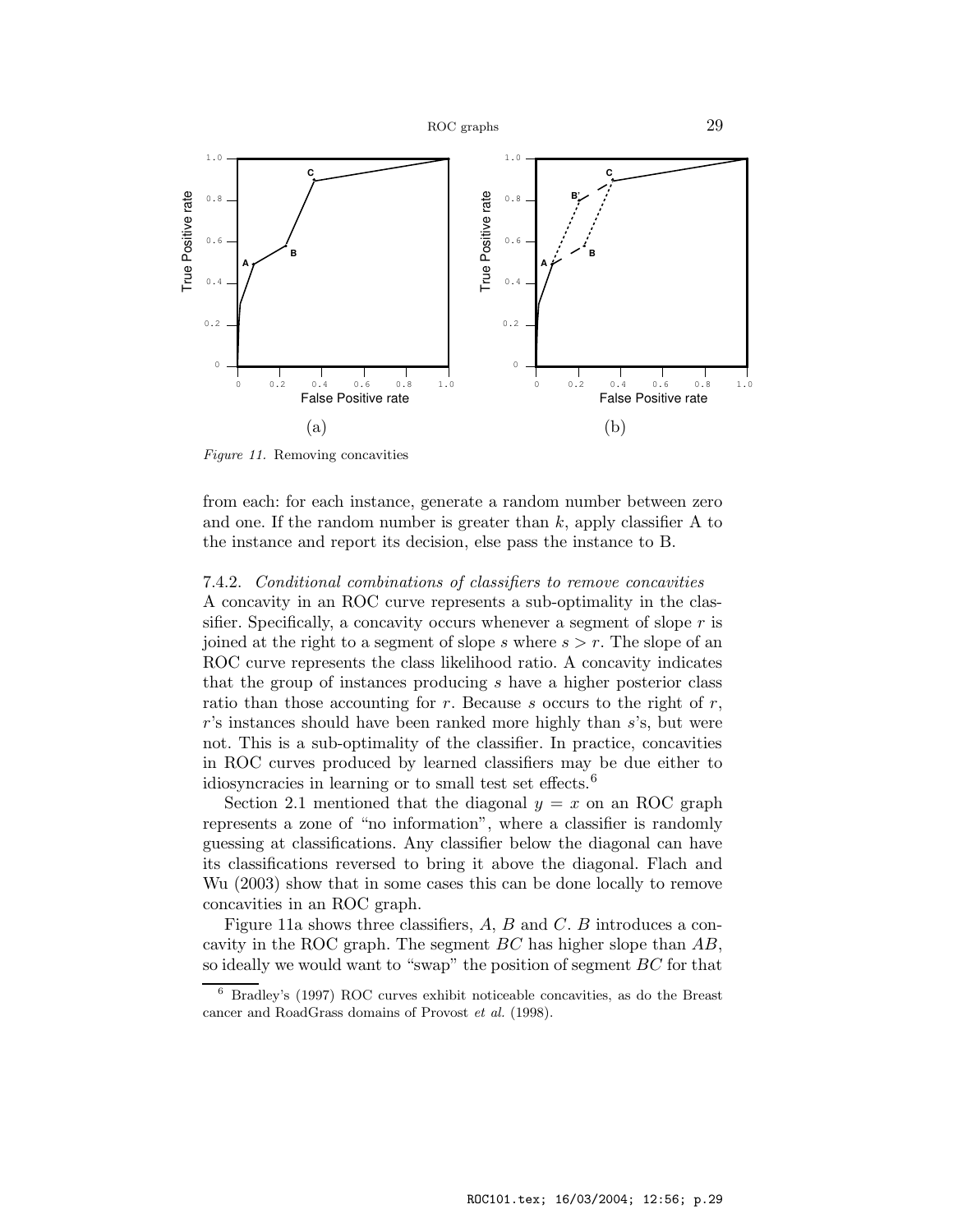*Figure 11.* Removing concavities

from each: for each instance, generate a random number between zero and one. If the random number is greater than $k$, apply classifier A to the instance and report its decision, else pass the instance to B.

### 7.4.2. *Conditional combinations of classifiers to remove concavities*

A concavity in an ROC curve represents a sub-optimality in the classifier. Specifically, a concavity occurs whenever a segment of slope $r$ is joined at the right to a segment of slope $s$ where $s > r$. The slope of an ROC curve represents the class likelihood ratio. A concavity indicates that the group of instances producing $s$ have a higher posterior class ratio than those accounting for $r$. Because $s$ occurs to the right of $r$, $r$'s instances should have been ranked more highly than $s$'s, but were not. This is a sub-optimality of the classifier. In practice, concavities in ROC curves produced by learned classifiers may be due either to idiosyncracies in learning or to small test set effects.[6]

Section 2.1 mentioned that the diagonal $y = x$ on an ROC graph represents a zone of "no information", where a classifier is randomly guessing at classifications. Any classifier below the diagonal can have its classifications reversed to bring it above the diagonal. Flach and Wu (2003) show that in some cases this can be done locally to remove concavities in an ROC graph.

Figure 11a shows three classifiers, $A$, $B$ and $C$. $B$ introduces a concavity in the ROC graph. The segment $BC$ has higher slope than $AB$, so ideally we would want to "swap" the position of segment $BC$ for that

[6] Bradley's (1997) ROC curves exhibit noticeable concavities, as do the Breast cancer and RoadGrass domains of Provost *et al.* (1998).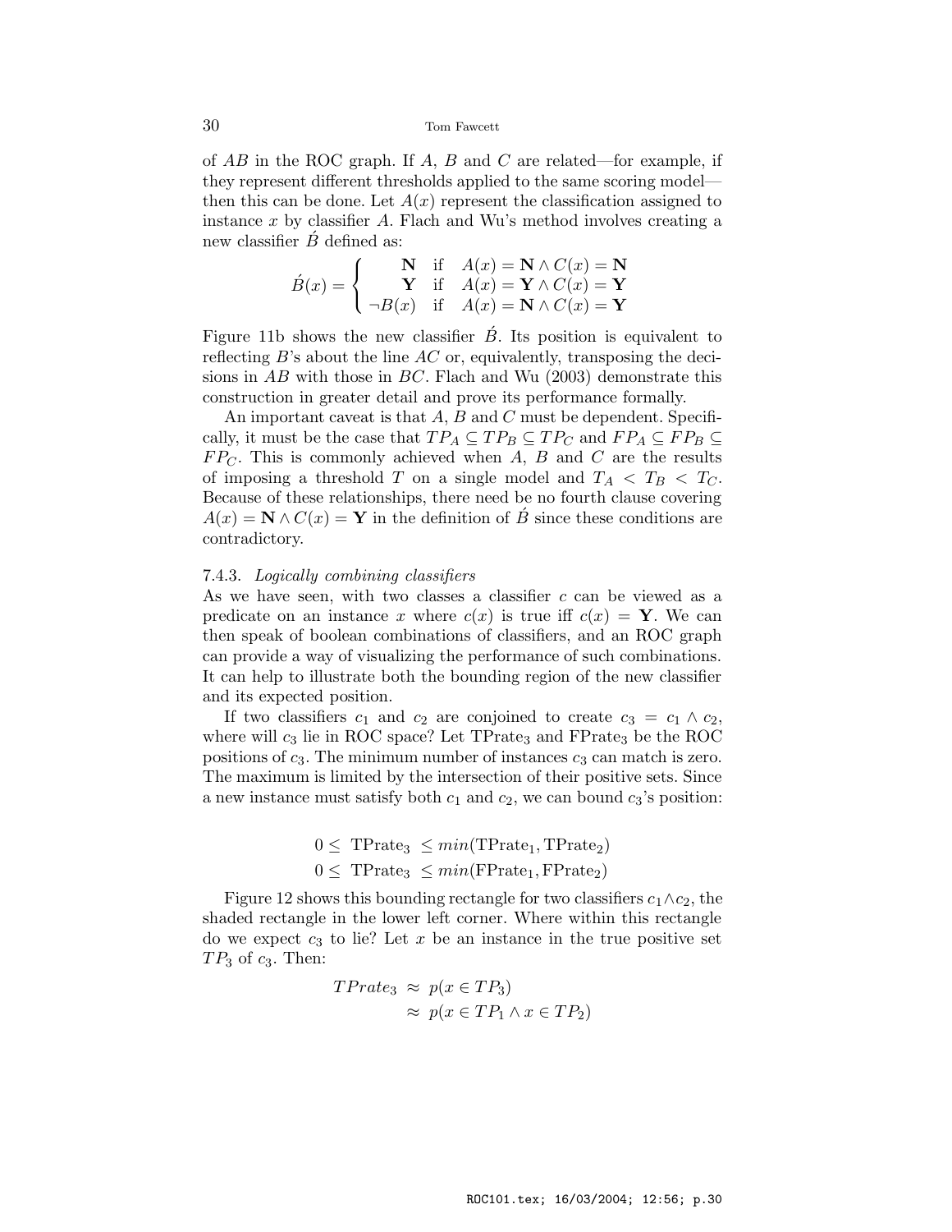of $AB$ in the ROC graph. If $A$, $B$ and $C$ are related—for example, if they represent different thresholds applied to the same scoring model—then this can be done. Let $A(x)$ represent the classification assigned to instance $x$ by classifier $A$. Flach and Wu's method involves creating a new classifier $\acute{B}$ defined as:

$$\acute{B}(x) = \begin{cases} \mathbf{N} & \text{if} \quad A(x) = \mathbf{N} \wedge C(x) = \mathbf{N} \\ \mathbf{Y} & \text{if} \quad A(x) = \mathbf{Y} \wedge C(x) = \mathbf{Y} \\ \neg B(x) & \text{if} \quad A(x) = \mathbf{N} \wedge C(x) = \mathbf{Y} \end{cases}$$

Figure 11b shows the new classifier $\acute{B}$. Its position is equivalent to reflecting $B$'s about the line $AC$ or, equivalently, transposing the decisions in $AB$ with those in $BC$. Flach and Wu (2003) demonstrate this construction in greater detail and prove its performance formally.

An important caveat is that $A$, $B$ and $C$ must be dependent. Specifically, it must be the case that $TP_A \subseteq TP_B \subseteq TP_C$ and $FP_A \subseteq FP_B \subseteq FP_C$. This is commonly achieved when $A$, $B$ and $C$ are the results of imposing a threshold $T$ on a single model and $T_A < T_B < T_C$. Because of these relationships, there need be no fourth clause covering $A(x) = \mathbf{N} \wedge C(x) = \mathbf{Y}$ in the definition of $\acute{B}$ since these conditions are contradictory.

#### 7.4.3. *Logically combining classifiers*

As we have seen, with two classes a classifier $c$ can be viewed as a predicate on an instance $x$ where $c(x)$ is true iff $c(x) = \mathbf{Y}$. We can then speak of boolean combinations of classifiers, and an ROC graph can provide a way of visualizing the performance of such combinations. It can help to illustrate both the bounding region of the new classifier and its expected position.

If two classifiers $c_1$ and $c_2$ are conjoined to create $c_3 = c_1 \wedge c_2$, where will $c_3$ lie in ROC space? Let $\text{TPrate}_3$ and $\text{FPrate}_3$ be the ROC positions of $c_3$. The minimum number of instances $c_3$ can match is zero. The maximum is limited by the intersection of their positive sets. Since a new instance must satisfy both $c_1$ and $c_2$, we can bound $c_3$'s position:

$$0 \leq \text{TPrate}_3 \leq min(\text{TPrate}_1, \text{TPrate}_2)$$
$$0 \leq \text{TPrate}_3 \leq min(\text{FPrate}_1, \text{FPrate}_2)$$

Figure 12 shows this bounding rectangle for two classifiers $c_1 \wedge c_2$, the shaded rectangle in the lower left corner. Where within this rectangle do we expect $c_3$ to lie? Let $x$ be an instance in the true positive set $TP_3$ of $c_3$. Then:

$$\begin{aligned} TPrate_3 &\approx p(x \in TP_3) \\ &\approx p(x \in TP_1 \wedge x \in TP_2) \end{aligned}$$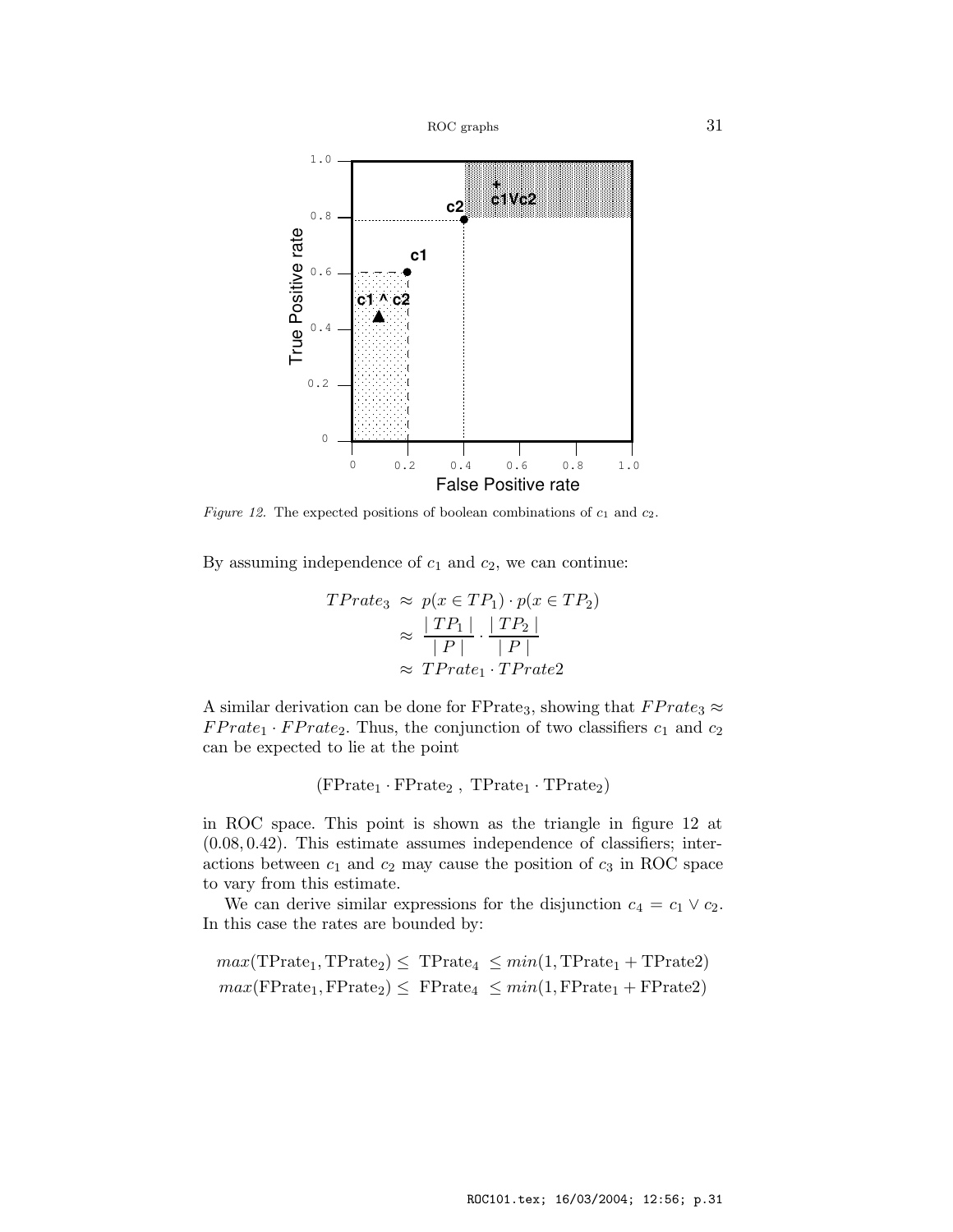*Figure 12.* The expected positions of boolean combinations of $c_1$ and $c_2$.

By assuming independence of $c_1$ and $c_2$, we can continue:

$$
\begin{aligned}
TPrate_3 &\approx p(x \in TP_1) \cdot p(x \in TP_2) \\
&\approx \frac{|TP_1|}{|P|} \cdot \frac{|TP_2|}{|P|} \\
&\approx TPrate_1 \cdot TPrate2
\end{aligned}
$$

A similar derivation can be done for $\text{FPrate}_3$, showing that $FPrate_3 \approx FPrate_1 \cdot FPrate_2$. Thus, the conjunction of two classifiers $c_1$ and $c_2$ can be expected to lie at the point

$$(\text{FPrate}_1 \cdot \text{FPrate}_2\ ,\ \text{TPrate}_1 \cdot \text{TPrate}_2)$$

in ROC space. This point is shown as the triangle in figure 12 at $(0.08, 0.42)$. This estimate assumes independence of classifiers; interactions between $c_1$ and $c_2$ may cause the position of $c_3$ in ROC space to vary from this estimate.

We can derive similar expressions for the disjunction $c_4 = c_1 \vee c_2$. In this case the rates are bounded by:

$$
\begin{aligned}
max(\text{TPrate}_1, \text{TPrate}_2) \leq\ \text{TPrate}_4\ \leq min(1, \text{TPrate}_1 + \text{TPrate2}) \\
max(\text{FPrate}_1, \text{FPrate}_2) \leq\ \text{FPrate}_4\ \leq min(1, \text{FPrate}_1 + \text{FPrate2})
\end{aligned}
$$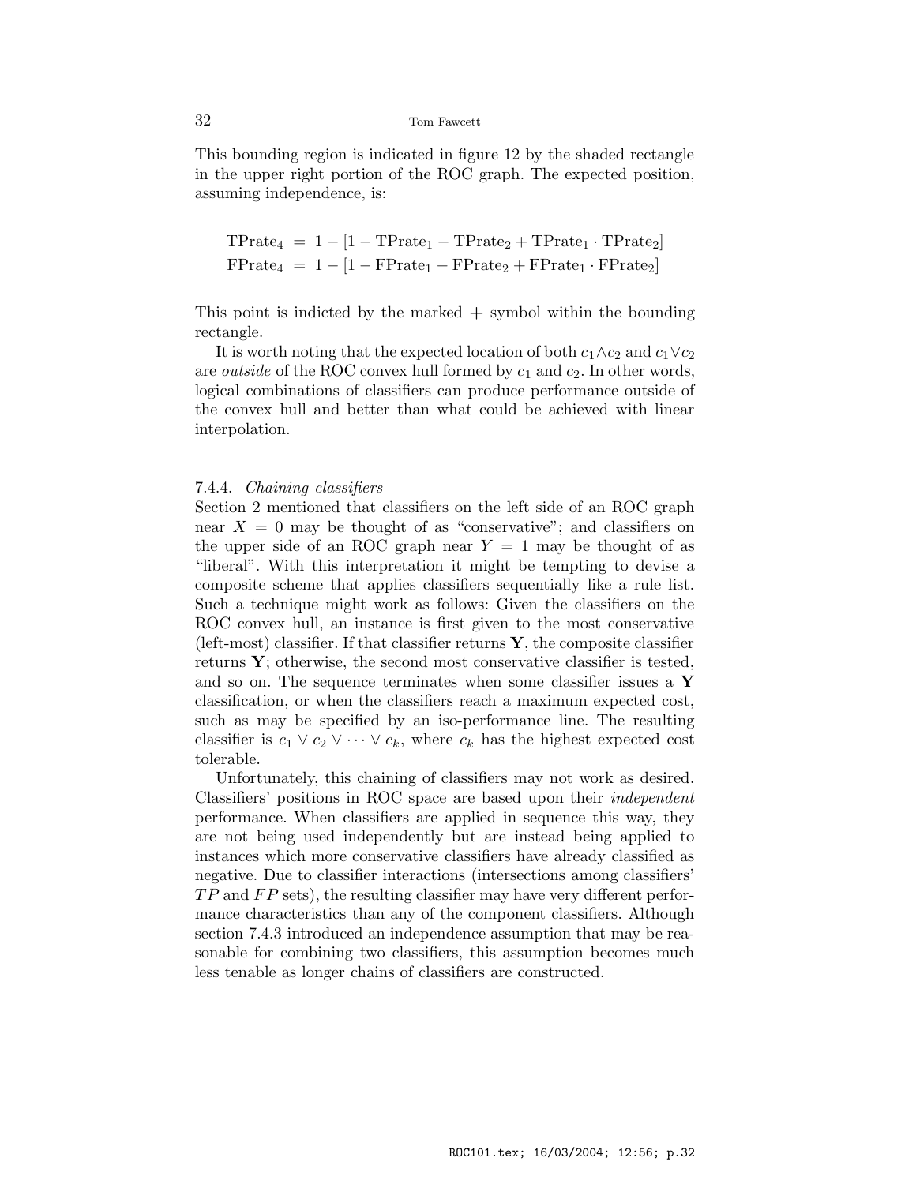This bounding region is indicated in figure 12 by the shaded rectangle in the upper right portion of the ROC graph. The expected position, assuming independence, is:

$$\begin{aligned}
\mathrm{TPrate}_4 &= 1 - [1 - \mathrm{TPrate}_1 - \mathrm{TPrate}_2 + \mathrm{TPrate}_1 \cdot \mathrm{TPrate}_2] \\
\mathrm{FPrate}_4 &= 1 - [1 - \mathrm{FPrate}_1 - \mathrm{FPrate}_2 + \mathrm{FPrate}_1 \cdot \mathrm{FPrate}_2]
\end{aligned}$$

This point is indicted by the marked **+** symbol within the bounding rectangle.

It is worth noting that the expected location of both $c_1 \wedge c_2$ and $c_1 \vee c_2$ are *outside* of the ROC convex hull formed by $c_1$ and $c_2$. In other words, logical combinations of classifiers can produce performance outside of the convex hull and better than what could be achieved with linear interpolation.

### 7.4.4. *Chaining classifiers*

Section 2 mentioned that classifiers on the left side of an ROC graph near $X = 0$ may be thought of as "conservative"; and classifiers on the upper side of an ROC graph near $Y = 1$ may be thought of as "liberal". With this interpretation it might be tempting to devise a composite scheme that applies classifiers sequentially like a rule list. Such a technique might work as follows: Given the classifiers on the ROC convex hull, an instance is first given to the most conservative (left-most) classifier. If that classifier returns **Y**, the composite classifier returns **Y**; otherwise, the second most conservative classifier is tested, and so on. The sequence terminates when some classifier issues a **Y** classification, or when the classifiers reach a maximum expected cost, such as may be specified by an iso-performance line. The resulting classifier is $c_1 \vee c_2 \vee \cdots \vee c_k$, where $c_k$ has the highest expected cost tolerable.

Unfortunately, this chaining of classifiers may not work as desired. Classifiers' positions in ROC space are based upon their *independent* performance. When classifiers are applied in sequence this way, they are not being used independently but are instead being applied to instances which more conservative classifiers have already classified as negative. Due to classifier interactions (intersections among classifiers' $TP$ and $FP$ sets), the resulting classifier may have very different performance characteristics than any of the component classifiers. Although section 7.4.3 introduced an independence assumption that may be reasonable for combining two classifiers, this assumption becomes much less tenable as longer chains of classifiers are constructed.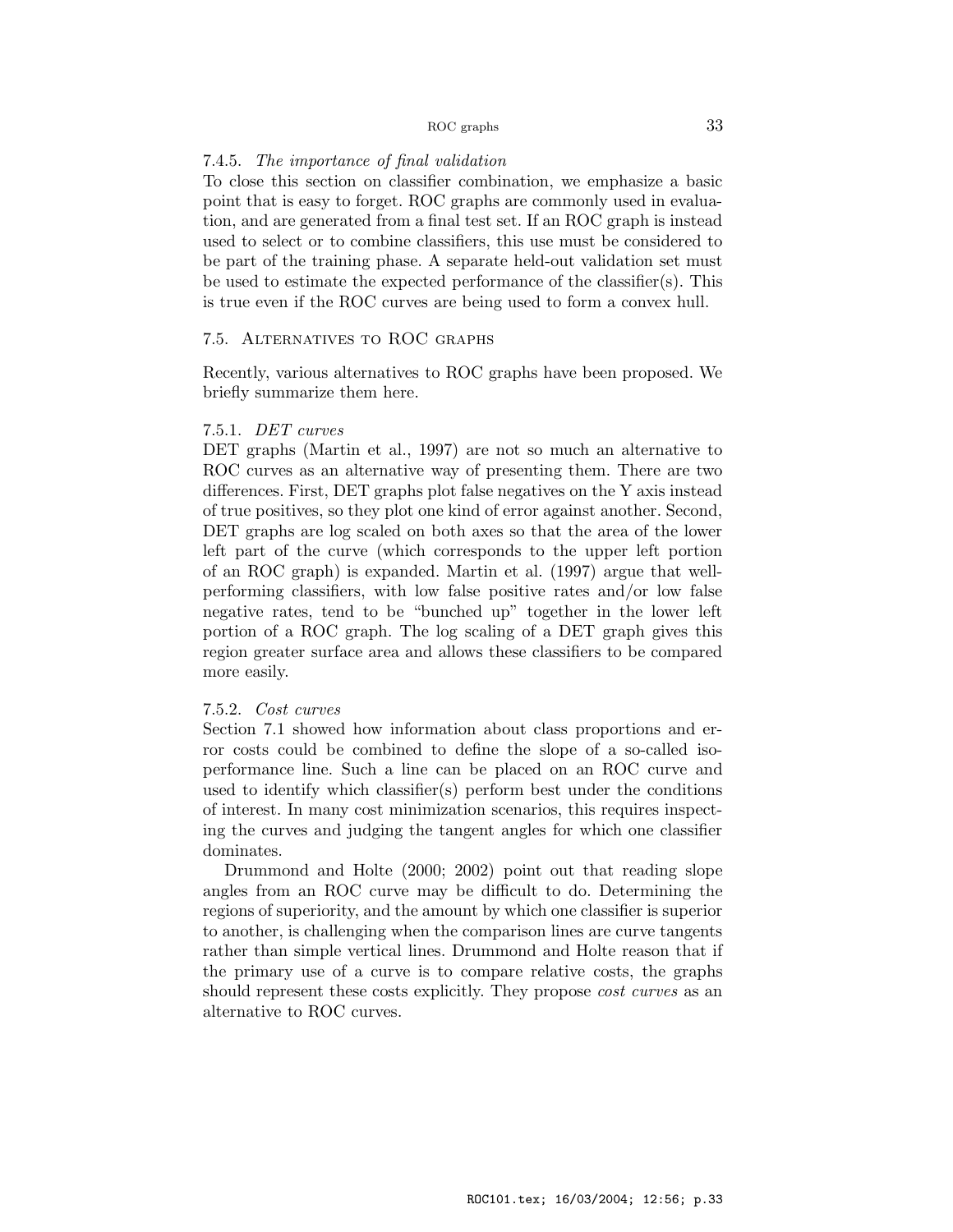#### 7.4.5. *The importance of final validation*

To close this section on classifier combination, we emphasize a basic point that is easy to forget. ROC graphs are commonly used in evaluation, and are generated from a final test set. If an ROC graph is instead used to select or to combine classifiers, this use must be considered to be part of the training phase. A separate held-out validation set must be used to estimate the expected performance of the classifier(s). This is true even if the ROC curves are being used to form a convex hull.

### 7.5. Alternatives to ROC graphs

Recently, various alternatives to ROC graphs have been proposed. We briefly summarize them here.

#### 7.5.1. *DET curves*

DET graphs (Martin et al., 1997) are not so much an alternative to ROC curves as an alternative way of presenting them. There are two differences. First, DET graphs plot false negatives on the Y axis instead of true positives, so they plot one kind of error against another. Second, DET graphs are log scaled on both axes so that the area of the lower left part of the curve (which corresponds to the upper left portion of an ROC graph) is expanded. Martin et al. (1997) argue that well-performing classifiers, with low false positive rates and/or low false negative rates, tend to be "bunched up" together in the lower left portion of a ROC graph. The log scaling of a DET graph gives this region greater surface area and allows these classifiers to be compared more easily.

#### 7.5.2. *Cost curves*

Section 7.1 showed how information about class proportions and error costs could be combined to define the slope of a so-called iso-performance line. Such a line can be placed on an ROC curve and used to identify which classifier(s) perform best under the conditions of interest. In many cost minimization scenarios, this requires inspecting the curves and judging the tangent angles for which one classifier dominates.

Drummond and Holte (2000; 2002) point out that reading slope angles from an ROC curve may be difficult to do. Determining the regions of superiority, and the amount by which one classifier is superior to another, is challenging when the comparison lines are curve tangents rather than simple vertical lines. Drummond and Holte reason that if the primary use of a curve is to compare relative costs, the graphs should represent these costs explicitly. They propose *cost curves* as an alternative to ROC curves.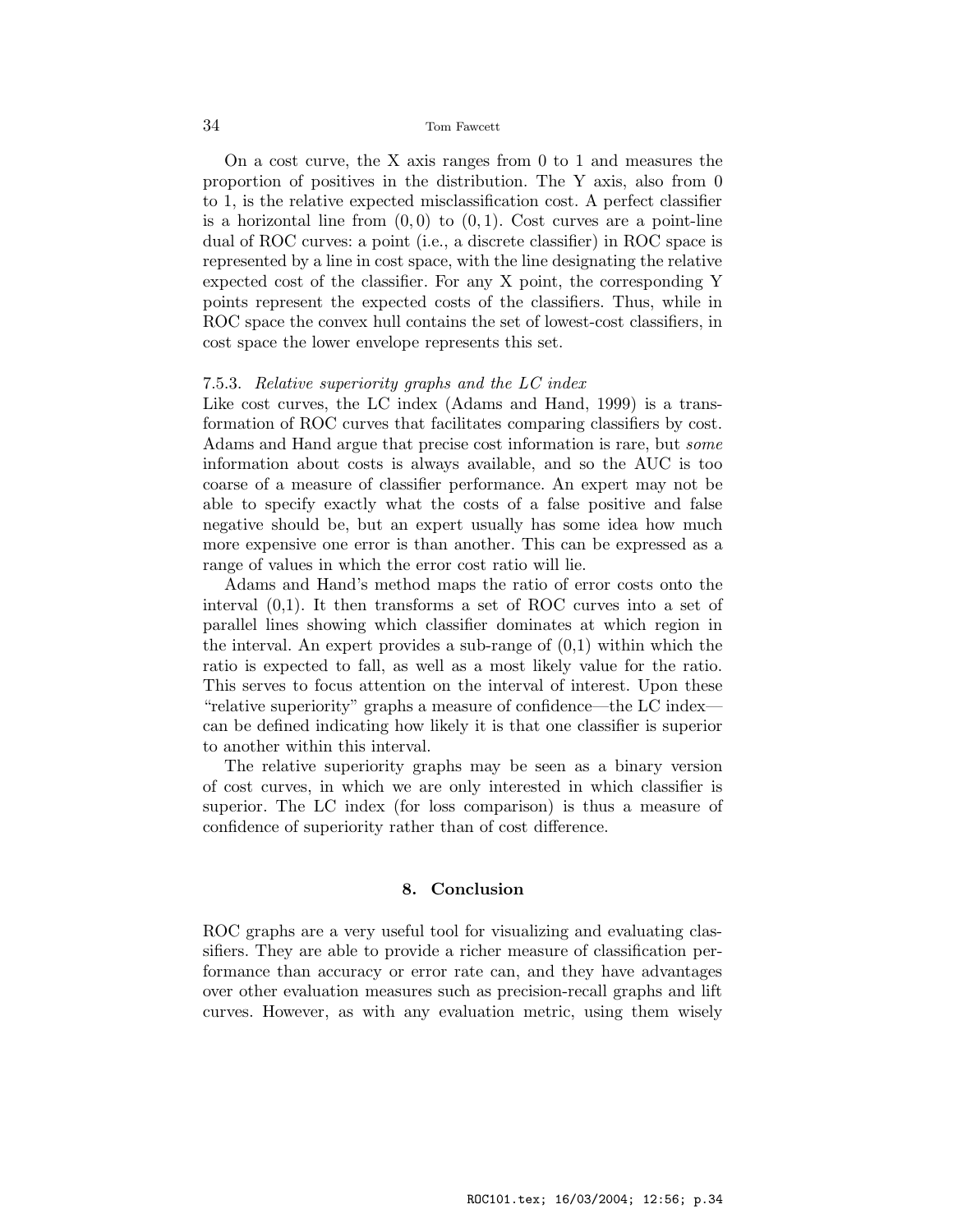On a cost curve, the X axis ranges from 0 to 1 and measures the proportion of positives in the distribution. The Y axis, also from 0 to 1, is the relative expected misclassification cost. A perfect classifier is a horizontal line from $(0,0)$ to $(0,1)$. Cost curves are a point-line dual of ROC curves: a point (i.e., a discrete classifier) in ROC space is represented by a line in cost space, with the line designating the relative expected cost of the classifier. For any X point, the corresponding Y points represent the expected costs of the classifiers. Thus, while in ROC space the convex hull contains the set of lowest-cost classifiers, in cost space the lower envelope represents this set.

### 7.5.3. *Relative superiority graphs and the LC index*

Like cost curves, the LC index (Adams and Hand, 1999) is a transformation of ROC curves that facilitates comparing classifiers by cost. Adams and Hand argue that precise cost information is rare, but *some* information about costs is always available, and so the AUC is too coarse of a measure of classifier performance. An expert may not be able to specify exactly what the costs of a false positive and false negative should be, but an expert usually has some idea how much more expensive one error is than another. This can be expressed as a range of values in which the error cost ratio will lie.

Adams and Hand's method maps the ratio of error costs onto the interval (0,1). It then transforms a set of ROC curves into a set of parallel lines showing which classifier dominates at which region in the interval. An expert provides a sub-range of (0,1) within which the ratio is expected to fall, as well as a most likely value for the ratio. This serves to focus attention on the interval of interest. Upon these "relative superiority" graphs a measure of confidence—the LC index—can be defined indicating how likely it is that one classifier is superior to another within this interval.

The relative superiority graphs may be seen as a binary version of cost curves, in which we are only interested in which classifier is superior. The LC index (for loss comparison) is thus a measure of confidence of superiority rather than of cost difference.

## 8. Conclusion

ROC graphs are a very useful tool for visualizing and evaluating classifiers. They are able to provide a richer measure of classification performance than accuracy or error rate can, and they have advantages over other evaluation measures such as precision-recall graphs and lift curves. However, as with any evaluation metric, using them wisely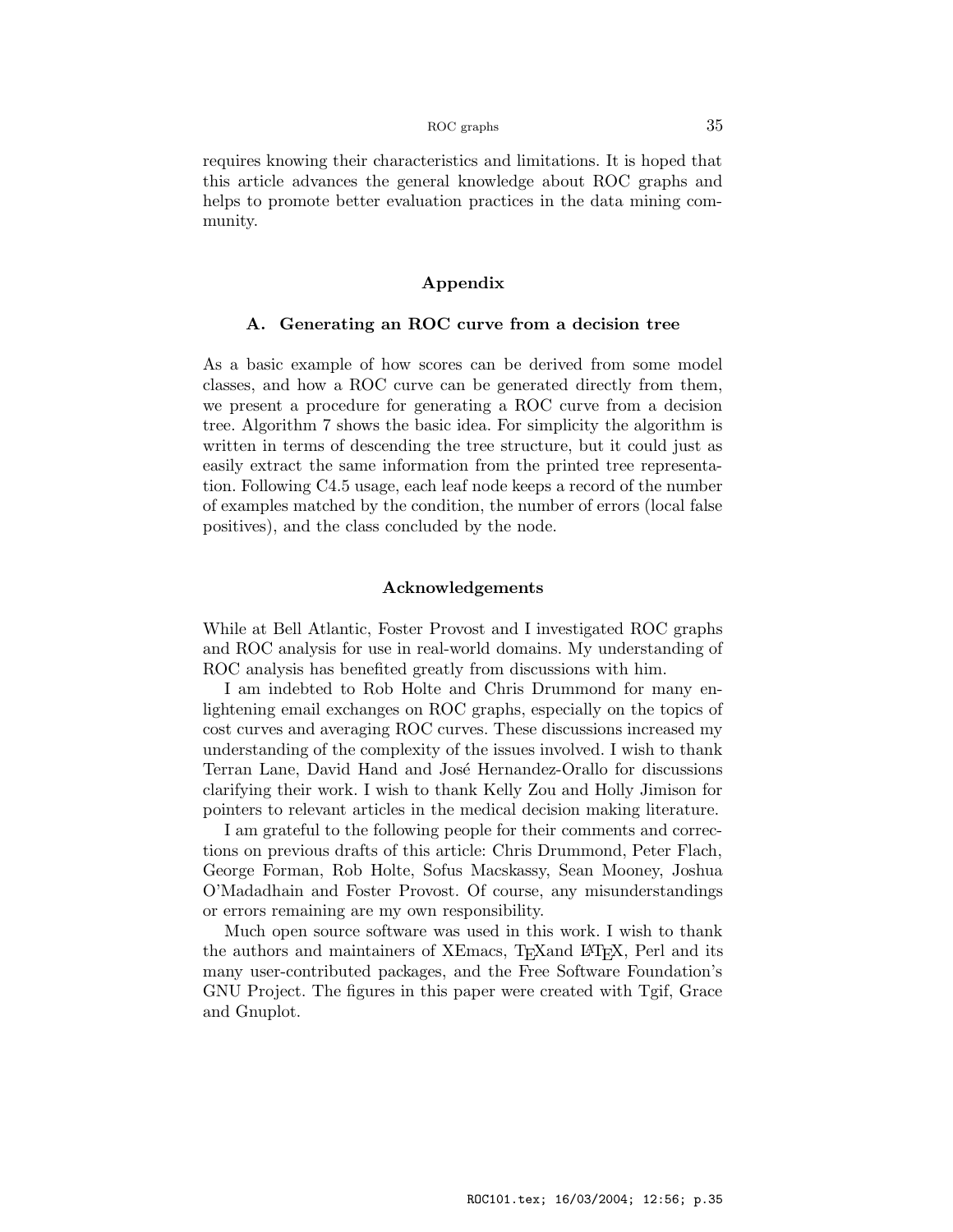requires knowing their characteristics and limitations. It is hoped that this article advances the general knowledge about ROC graphs and helps to promote better evaluation practices in the data mining community.

## Appendix

### A. Generating an ROC curve from a decision tree

As a basic example of how scores can be derived from some model classes, and how a ROC curve can be generated directly from them, we present a procedure for generating a ROC curve from a decision tree. Algorithm 7 shows the basic idea. For simplicity the algorithm is written in terms of descending the tree structure, but it could just as easily extract the same information from the printed tree representation. Following C4.5 usage, each leaf node keeps a record of the number of examples matched by the condition, the number of errors (local false positives), and the class concluded by the node.

## Acknowledgements

While at Bell Atlantic, Foster Provost and I investigated ROC graphs and ROC analysis for use in real-world domains. My understanding of ROC analysis has benefited greatly from discussions with him.

I am indebted to Rob Holte and Chris Drummond for many enlightening email exchanges on ROC graphs, especially on the topics of cost curves and averaging ROC curves. These discussions increased my understanding of the complexity of the issues involved. I wish to thank Terran Lane, David Hand and José Hernandez-Orallo for discussions clarifying their work. I wish to thank Kelly Zou and Holly Jimison for pointers to relevant articles in the medical decision making literature.

I am grateful to the following people for their comments and corrections on previous drafts of this article: Chris Drummond, Peter Flach, George Forman, Rob Holte, Sofus Macskassy, Sean Mooney, Joshua O'Madadhain and Foster Provost. Of course, any misunderstandings or errors remaining are my own responsibility.

Much open source software was used in this work. I wish to thank the authors and maintainers of XEmacs, TEXand LATEX, Perl and its many user-contributed packages, and the Free Software Foundation's GNU Project. The figures in this paper were created with Tgif, Grace and Gnuplot.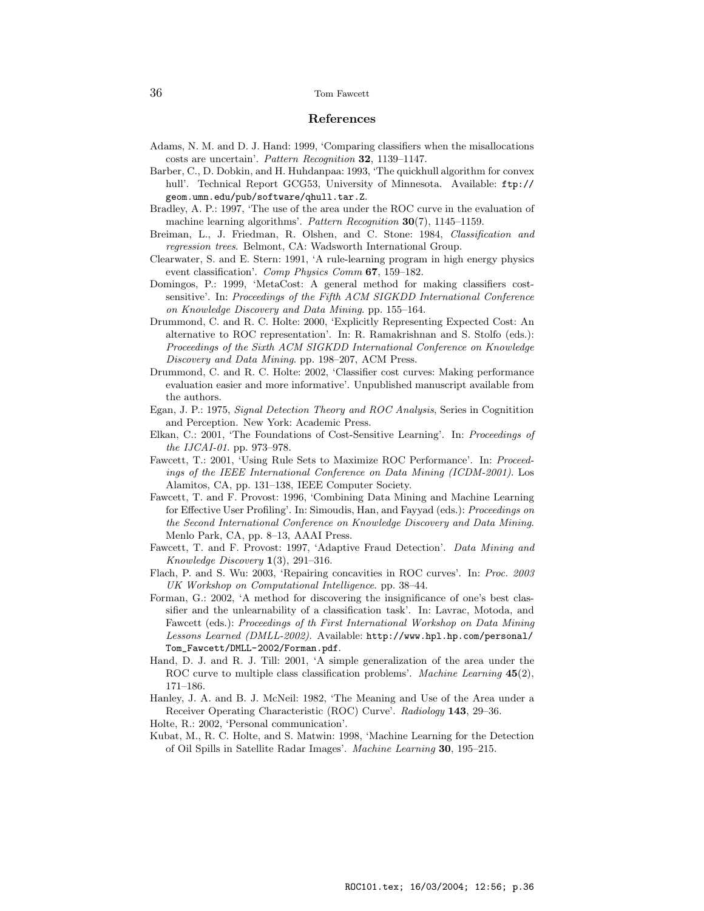## References

Adams, N. M. and D. J. Hand: 1999, 'Comparing classifiers when the misallocations costs are uncertain'. *Pattern Recognition* **32**, 1139–1147.

Barber, C., D. Dobkin, and H. Huhdanpaa: 1993, 'The quickhull algorithm for convex hull'. Technical Report GCG53, University of Minnesota. Available: `ftp://geom.umn.edu/pub/software/qhull.tar.Z`.

Bradley, A. P.: 1997, 'The use of the area under the ROC curve in the evaluation of machine learning algorithms'. *Pattern Recognition* **30**(7), 1145–1159.

Breiman, L., J. Friedman, R. Olshen, and C. Stone: 1984, *Classification and regression trees*. Belmont, CA: Wadsworth International Group.

Clearwater, S. and E. Stern: 1991, 'A rule-learning program in high energy physics event classification'. *Comp Physics Comm* **67**, 159–182.

Domingos, P.: 1999, 'MetaCost: A general method for making classifiers cost-sensitive'. In: *Proceedings of the Fifth ACM SIGKDD International Conference on Knowledge Discovery and Data Mining*. pp. 155–164.

Drummond, C. and R. C. Holte: 2000, 'Explicitly Representing Expected Cost: An alternative to ROC representation'. In: R. Ramakrishnan and S. Stolfo (eds.): *Proceedings of the Sixth ACM SIGKDD International Conference on Knowledge Discovery and Data Mining*. pp. 198–207, ACM Press.

Drummond, C. and R. C. Holte: 2002, 'Classifier cost curves: Making performance evaluation easier and more informative'. Unpublished manuscript available from the authors.

Egan, J. P.: 1975, *Signal Detection Theory and ROC Analysis*, Series in Cognitition and Perception. New York: Academic Press.

Elkan, C.: 2001, 'The Foundations of Cost-Sensitive Learning'. In: *Proceedings of the IJCAI-01*. pp. 973–978.

Fawcett, T.: 2001, 'Using Rule Sets to Maximize ROC Performance'. In: *Proceedings of the IEEE International Conference on Data Mining (ICDM-2001)*. Los Alamitos, CA, pp. 131–138, IEEE Computer Society.

Fawcett, T. and F. Provost: 1996, 'Combining Data Mining and Machine Learning for Effective User Profiling'. In: Simoudis, Han, and Fayyad (eds.): *Proceedings on the Second International Conference on Knowledge Discovery and Data Mining*. Menlo Park, CA, pp. 8–13, AAAI Press.

Fawcett, T. and F. Provost: 1997, 'Adaptive Fraud Detection'. *Data Mining and Knowledge Discovery* **1**(3), 291–316.

Flach, P. and S. Wu: 2003, 'Repairing concavities in ROC curves'. In: *Proc. 2003 UK Workshop on Computational Intelligence*. pp. 38–44.

Forman, G.: 2002, 'A method for discovering the insignificance of one's best classifier and the unlearnability of a classification task'. In: Lavrac, Motoda, and Fawcett (eds.): *Proceedings of th First International Workshop on Data Mining Lessons Learned (DMLL-2002)*. Available: `http://www.hpl.hp.com/personal/Tom_Fawcett/DMLL-2002/Forman.pdf`.

Hand, D. J. and R. J. Till: 2001, 'A simple generalization of the area under the ROC curve to multiple class classification problems'. *Machine Learning* **45**(2), 171–186.

Hanley, J. A. and B. J. McNeil: 1982, 'The Meaning and Use of the Area under a Receiver Operating Characteristic (ROC) Curve'. *Radiology* **143**, 29–36.

Holte, R.: 2002, 'Personal communication'.

Kubat, M., R. C. Holte, and S. Matwin: 1998, 'Machine Learning for the Detection of Oil Spills in Satellite Radar Images'. *Machine Learning* **30**, 195–215.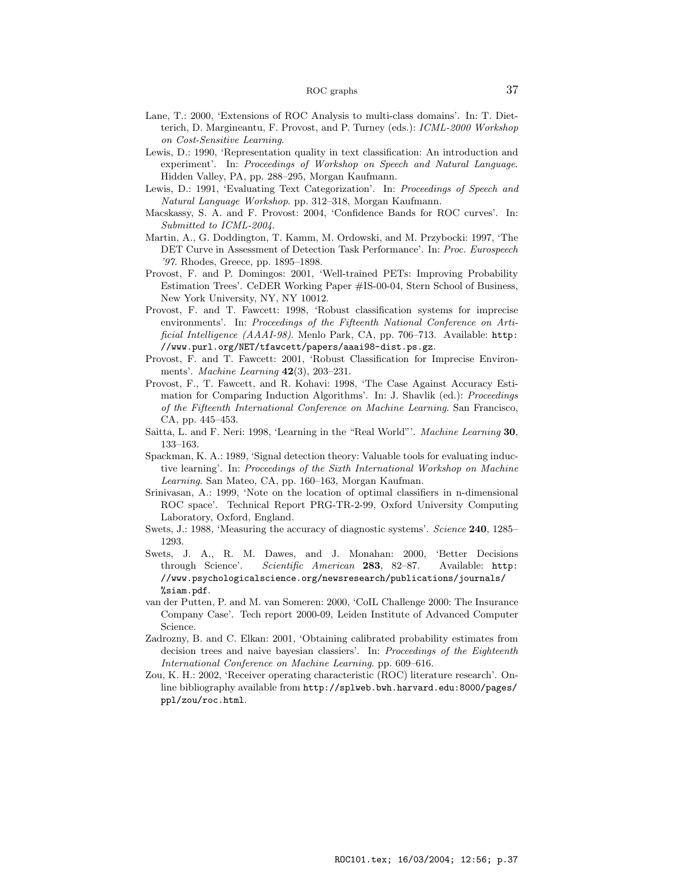Lane, T.: 2000, 'Extensions of ROC Analysis to multi-class domains'. In: T. Dietterich, D. Margineantu, F. Provost, and P. Turney (eds.): *ICML-2000 Workshop on Cost-Sensitive Learning*.

Lewis, D.: 1990, 'Representation quality in text classification: An introduction and experiment'. In: *Proceedings of Workshop on Speech and Natural Language*. Hidden Valley, PA, pp. 288–295, Morgan Kaufmann.

Lewis, D.: 1991, 'Evaluating Text Categorization'. In: *Proceedings of Speech and Natural Language Workshop*. pp. 312–318, Morgan Kaufmann.

Macskassy, S. A. and F. Provost: 2004, 'Confidence Bands for ROC curves'. In: *Submitted to ICML-2004*.

Martin, A., G. Doddington, T. Kamm, M. Ordowski, and M. Przybocki: 1997, 'The DET Curve in Assessment of Detection Task Performance'. In: *Proc. Eurospeech '97*. Rhodes, Greece, pp. 1895–1898.

Provost, F. and P. Domingos: 2001, 'Well-trained PETs: Improving Probability Estimation Trees'. CeDER Working Paper #IS-00-04, Stern School of Business, New York University, NY, NY 10012.

Provost, F. and T. Fawcett: 1998, 'Robust classification systems for imprecise environments'. In: *Proceedings of the Fifteenth National Conference on Artificial Intelligence (AAAI-98)*. Menlo Park, CA, pp. 706–713. Available: `http://www.purl.org/NET/tfawcett/papers/aaai98-dist.ps.gz`.

Provost, F. and T. Fawcett: 2001, 'Robust Classification for Imprecise Environments'. *Machine Learning* **42**(3), 203–231.

Provost, F., T. Fawcett, and R. Kohavi: 1998, 'The Case Against Accuracy Estimation for Comparing Induction Algorithms'. In: J. Shavlik (ed.): *Proceedings of the Fifteenth International Conference on Machine Learning*. San Francisco, CA, pp. 445–453.

Saitta, L. and F. Neri: 1998, 'Learning in the "Real World"'. *Machine Learning* **30**, 133–163.

Spackman, K. A.: 1989, 'Signal detection theory: Valuable tools for evaluating inductive learning'. In: *Proceedings of the Sixth International Workshop on Machine Learning*. San Mateo, CA, pp. 160–163, Morgan Kaufman.

Srinivasan, A.: 1999, 'Note on the location of optimal classifiers in n-dimensional ROC space'. Technical Report PRG-TR-2-99, Oxford University Computing Laboratory, Oxford, England.

Swets, J.: 1988, 'Measuring the accuracy of diagnostic systems'. *Science* **240**, 1285–1293.

Swets, J. A., R. M. Dawes, and J. Monahan: 2000, 'Better Decisions through Science'. *Scientific American* **283**, 82–87. Available: `http://www.psychologicalscience.org/newsresearch/publications/journals/%siam.pdf`.

van der Putten, P. and M. van Someren: 2000, 'CoIL Challenge 2000: The Insurance Company Case'. Tech report 2000-09, Leiden Institute of Advanced Computer Science.

Zadrozny, B. and C. Elkan: 2001, 'Obtaining calibrated probability estimates from decision trees and naive bayesian classiers'. In: *Proceedings of the Eighteenth International Conference on Machine Learning*. pp. 609–616.

Zou, K. H.: 2002, 'Receiver operating characteristic (ROC) literature research'. Online bibliography available from `http://splweb.bwh.harvard.edu:8000/pages/ppl/zou/roc.html`.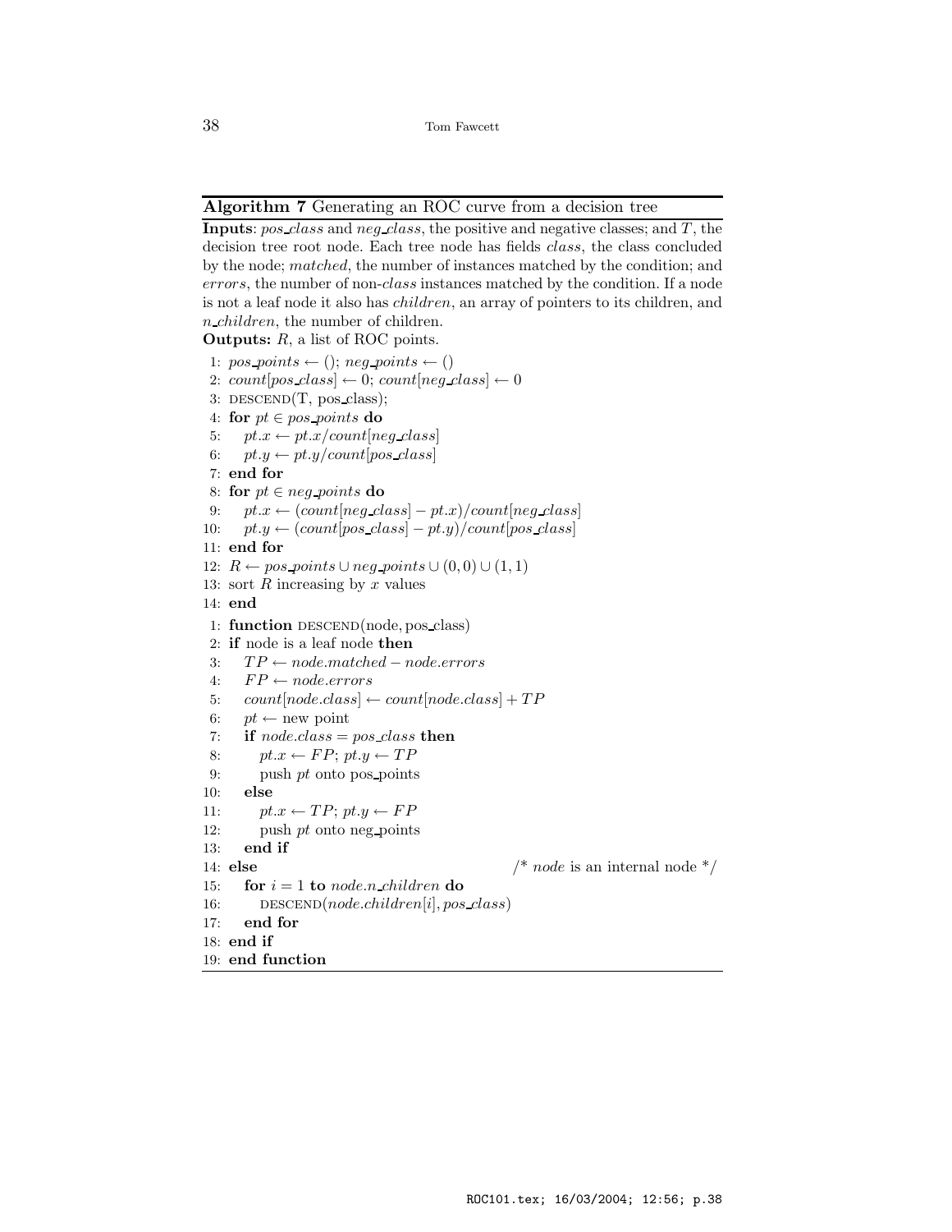**Algorithm 7** Generating an ROC curve from a decision tree

**Inputs**: *pos_class* and *neg_class*, the positive and negative classes; and $T$, the decision tree root node. Each tree node has fields *class*, the class concluded by the node; *matched*, the number of instances matched by the condition; and *errors*, the number of non-*class* instances matched by the condition. If a node is not a leaf node it also has *children*, an array of pointers to its children, and *n_children*, the number of children.

**Outputs:** $R$, a list of ROC points.

```
 1: pos_points ← (); neg_points ← ()
 2: count[pos_class] ← 0; count[neg_class] ← 0
 3: DESCEND(T, pos_class);
 4: for pt ∈ pos_points do
 5:    pt.x ← pt.x/count[neg_class]
 6:    pt.y ← pt.y/count[pos_class]
 7: end for
 8: for pt ∈ neg_points do
 9:    pt.x ← (count[neg_class] − pt.x)/count[neg_class]
10:    pt.y ← (count[pos_class] − pt.y)/count[pos_class]
11: end for
12: R ← pos_points ∪ neg_points ∪ (0, 0) ∪ (1, 1)
13: sort R increasing by x values
14: end
```

```
 1: function DESCEND(node, pos_class)
 2: if node is a leaf node then
 3:    TP ← node.matched − node.errors
 4:    FP ← node.errors
 5:    count[node.class] ← count[node.class] + TP
 6:    pt ← new point
 7:    if node.class = pos_class then
 8:       pt.x ← FP; pt.y ← TP
 9:       push pt onto pos_points
10:    else
11:       pt.x ← TP; pt.y ← FP
12:       push pt onto neg_points
13:    end if
14: else                                   /* node is an internal node */
15:    for i = 1 to node.n_children do
16:       DESCEND(node.children[i], pos_class)
17:    end for
18: end if
19: end function
```